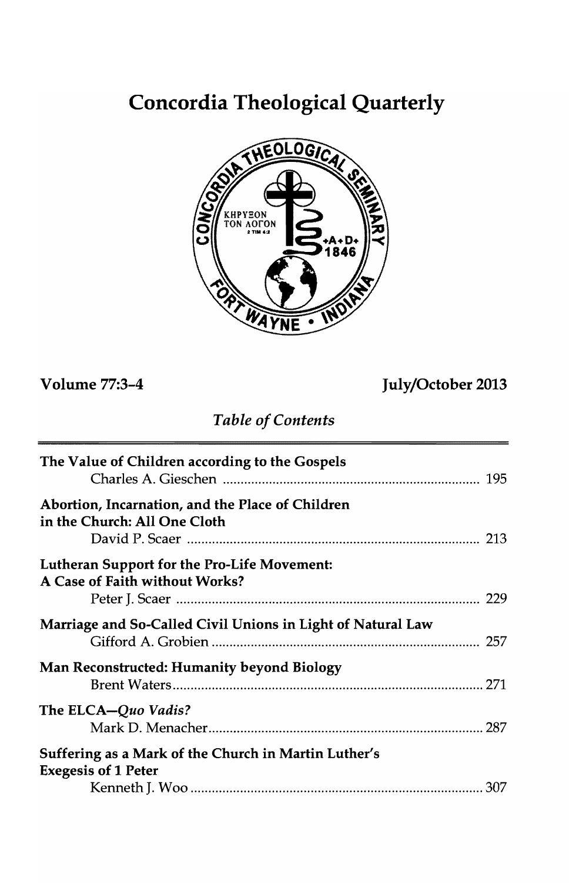# Concordia Theological Quarterly

**Volume 77:3–4** **July/October 2013**

*Table of Contents*

**The Value of Children according to the Gospels**
Charles A. Gieschen ........................................................................ 195

**Abortion, Incarnation, and the Place of Children in the Church: All One Cloth**
David P. Scaer .................................................................................. 213

**Lutheran Support for the Pro-Life Movement: A Case of Faith without Works?**
Peter J. Scaer ...................................................................................... 229

**Marriage and So-Called Civil Unions in Light of Natural Law**
Gifford A. Grobien ............................................................................ 257

**Man Reconstructed: Humanity beyond Biology**
Brent Waters........................................................................................ 271

**The ELCA–*Quo Vadis?***
Mark D. Menacher.............................................................................. 287

**Suffering as a Mark of the Church in Martin Luther's Exegesis of 1 Peter**
Kenneth J. Woo .................................................................................. 307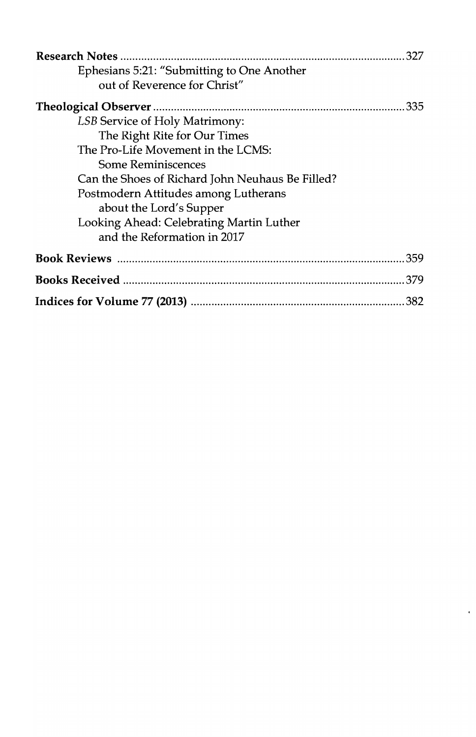**Research Notes** .................................................................................................327

Ephesians 5:21: "Submitting to One Another out of Reverence for Christ"

**Theological Observer** .....................................................................................335

*LSB* Service of Holy Matrimony: The Right Rite for Our Times

The Pro-Life Movement in the LCMS: Some Reminiscences

Can the Shoes of Richard John Neuhaus Be Filled?

Postmodern Attitudes among Lutherans about the Lord's Supper

Looking Ahead: Celebrating Martin Luther and the Reformation in 2017

**Book Reviews** .................................................................................................359

**Books Received** ...............................................................................................379

**Indices for Volume 77 (2013)** ........................................................................382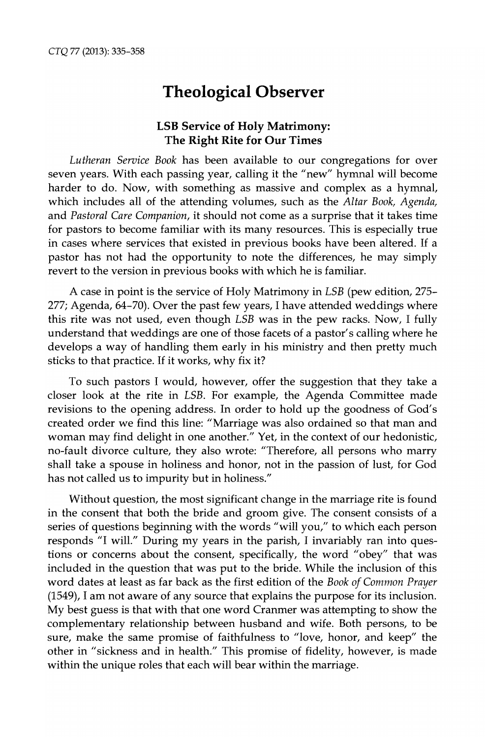# Theological Observer

## LSB Service of Holy Matrimony: The Right Rite for Our Times

*Lutheran Service Book* has been available to our congregations for over seven years. With each passing year, calling it the "new" hymnal will become harder to do. Now, with something as massive and complex as a hymnal, which includes all of the attending volumes, such as the *Altar Book, Agenda,* and *Pastoral Care Companion*, it should not come as a surprise that it takes time for pastors to become familiar with its many resources. This is especially true in cases where services that existed in previous books have been altered. If a pastor has not had the opportunity to note the differences, he may simply revert to the version in previous books with which he is familiar.

A case in point is the service of Holy Matrimony in *LSB* (pew edition, 275–277; Agenda, 64–70). Over the past few years, I have attended weddings where this rite was not used, even though *LSB* was in the pew racks. Now, I fully understand that weddings are one of those facets of a pastor's calling where he develops a way of handling them early in his ministry and then pretty much sticks to that practice. If it works, why fix it?

To such pastors I would, however, offer the suggestion that they take a closer look at the rite in *LSB*. For example, the Agenda Committee made revisions to the opening address. In order to hold up the goodness of God's created order we find this line: "Marriage was also ordained so that man and woman may find delight in one another." Yet, in the context of our hedonistic, no-fault divorce culture, they also wrote: "Therefore, all persons who marry shall take a spouse in holiness and honor, not in the passion of lust, for God has not called us to impurity but in holiness."

Without question, the most significant change in the marriage rite is found in the consent that both the bride and groom give. The consent consists of a series of questions beginning with the words "will you," to which each person responds "I will." During my years in the parish, I invariably ran into questions or concerns about the consent, specifically, the word "obey" that was included in the question that was put to the bride. While the inclusion of this word dates at least as far back as the first edition of the *Book of Common Prayer* (1549), I am not aware of any source that explains the purpose for its inclusion. My best guess is that with that one word Cranmer was attempting to show the complementary relationship between husband and wife. Both persons, to be sure, make the same promise of faithfulness to "love, honor, and keep" the other in "sickness and in health." This promise of fidelity, however, is made within the unique roles that each will bear within the marriage.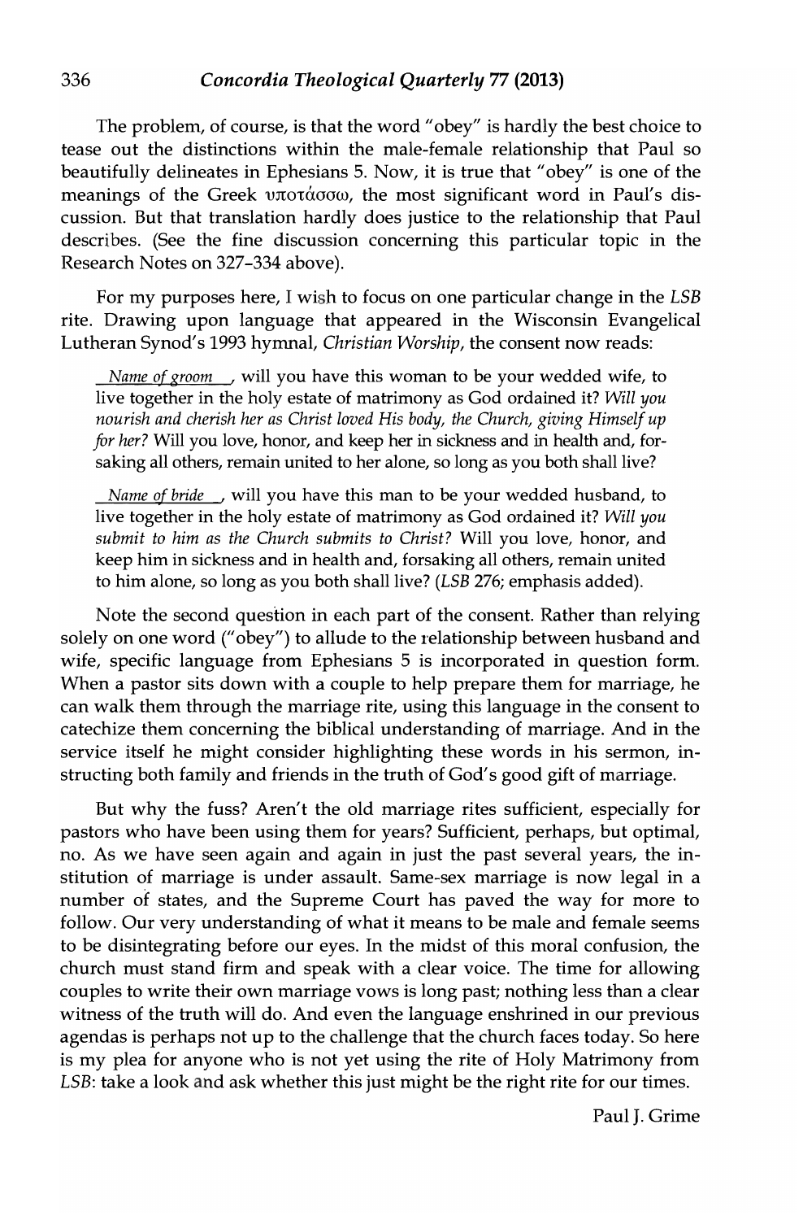The problem, of course, is that the word "obey" is hardly the best choice to tease out the distinctions within the male-female relationship that Paul so beautifully delineates in Ephesians 5. Now, it is true that "obey" is one of the meanings of the Greek ὑποτάσσω, the most significant word in Paul's discussion. But that translation hardly does justice to the relationship that Paul describes. (See the fine discussion concerning this particular topic in the Research Notes on 327–334 above).

For my purposes here, I wish to focus on one particular change in the *LSB* rite. Drawing upon language that appeared in the Wisconsin Evangelical Lutheran Synod's 1993 hymnal, *Christian Worship*, the consent now reads:

> *Name of groom*, will you have this woman to be your wedded wife, to live together in the holy estate of matrimony as God ordained it? *Will you nourish and cherish her as Christ loved His body, the Church, giving Himself up for her?* Will you love, honor, and keep her in sickness and in health and, forsaking all others, remain united to her alone, so long as you both shall live?
>
> *Name of bride*, will you have this man to be your wedded husband, to live together in the holy estate of matrimony as God ordained it? *Will you submit to him as the Church submits to Christ?* Will you love, honor, and keep him in sickness and in health and, forsaking all others, remain united to him alone, so long as you both shall live? (*LSB* 276; emphasis added).

Note the second question in each part of the consent. Rather than relying solely on one word ("obey") to allude to the relationship between husband and wife, specific language from Ephesians 5 is incorporated in question form. When a pastor sits down with a couple to help prepare them for marriage, he can walk them through the marriage rite, using this language in the consent to catechize them concerning the biblical understanding of marriage. And in the service itself he might consider highlighting these words in his sermon, instructing both family and friends in the truth of God's good gift of marriage.

But why the fuss? Aren't the old marriage rites sufficient, especially for pastors who have been using them for years? Sufficient, perhaps, but optimal, no. As we have seen again and again in just the past several years, the institution of marriage is under assault. Same-sex marriage is now legal in a number of states, and the Supreme Court has paved the way for more to follow. Our very understanding of what it means to be male and female seems to be disintegrating before our eyes. In the midst of this moral confusion, the church must stand firm and speak with a clear voice. The time for allowing couples to write their own marriage vows is long past; nothing less than a clear witness of the truth will do. And even the language enshrined in our previous agendas is perhaps not up to the challenge that the church faces today. So here is my plea for anyone who is not yet using the rite of Holy Matrimony from *LSB*: take a look and ask whether this just might be the right rite for our times.

Paul J. Grime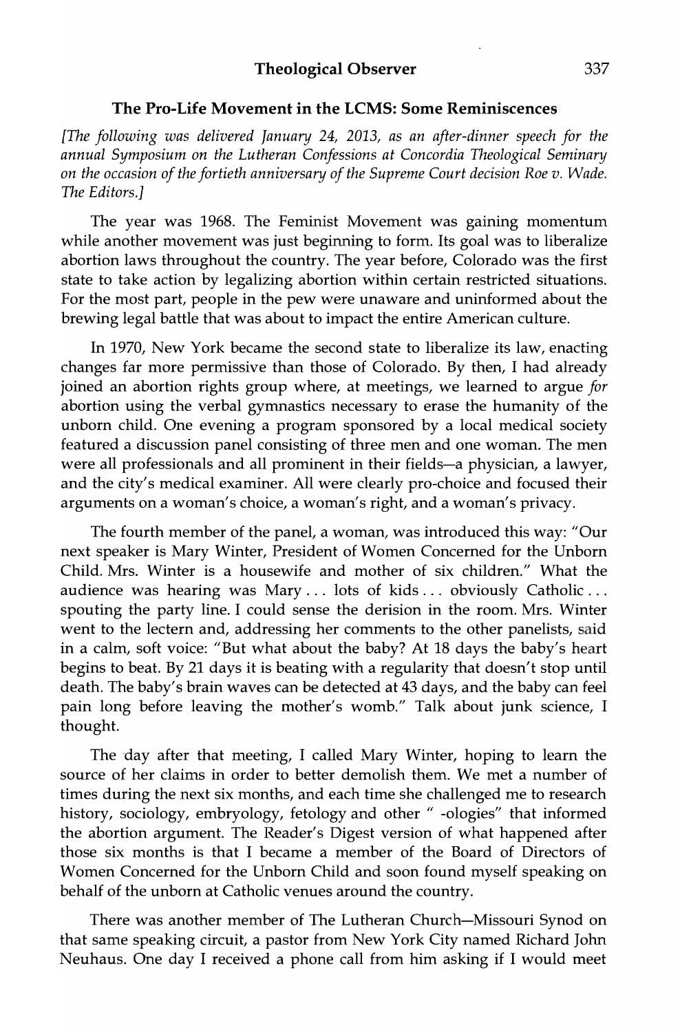## The Pro-Life Movement in the LCMS: Some Reminiscences

*[The following was delivered January 24, 2013, as an after-dinner speech for the annual Symposium on the Lutheran Confessions at Concordia Theological Seminary on the occasion of the fortieth anniversary of the Supreme Court decision Roe v. Wade. The Editors.]*

The year was 1968. The Feminist Movement was gaining momentum while another movement was just beginning to form. Its goal was to liberalize abortion laws throughout the country. The year before, Colorado was the first state to take action by legalizing abortion within certain restricted situations. For the most part, people in the pew were unaware and uninformed about the brewing legal battle that was about to impact the entire American culture.

In 1970, New York became the second state to liberalize its law, enacting changes far more permissive than those of Colorado. By then, I had already joined an abortion rights group where, at meetings, we learned to argue *for* abortion using the verbal gymnastics necessary to erase the humanity of the unborn child. One evening a program sponsored by a local medical society featured a discussion panel consisting of three men and one woman. The men were all professionals and all prominent in their fields—a physician, a lawyer, and the city's medical examiner. All were clearly pro-choice and focused their arguments on a woman's choice, a woman's right, and a woman's privacy.

The fourth member of the panel, a woman, was introduced this way: "Our next speaker is Mary Winter, President of Women Concerned for the Unborn Child. Mrs. Winter is a housewife and mother of six children." What the audience was hearing was Mary . . . lots of kids . . . obviously Catholic . . . spouting the party line. I could sense the derision in the room. Mrs. Winter went to the lectern and, addressing her comments to the other panelists, said in a calm, soft voice: "But what about the baby? At 18 days the baby's heart begins to beat. By 21 days it is beating with a regularity that doesn't stop until death. The baby's brain waves can be detected at 43 days, and the baby can feel pain long before leaving the mother's womb." Talk about junk science, I thought.

The day after that meeting, I called Mary Winter, hoping to learn the source of her claims in order to better demolish them. We met a number of times during the next six months, and each time she challenged me to research history, sociology, embryology, fetology and other " -ologies" that informed the abortion argument. The Reader's Digest version of what happened after those six months is that I became a member of the Board of Directors of Women Concerned for the Unborn Child and soon found myself speaking on behalf of the unborn at Catholic venues around the country.

There was another member of The Lutheran Church—Missouri Synod on that same speaking circuit, a pastor from New York City named Richard John Neuhaus. One day I received a phone call from him asking if I would meet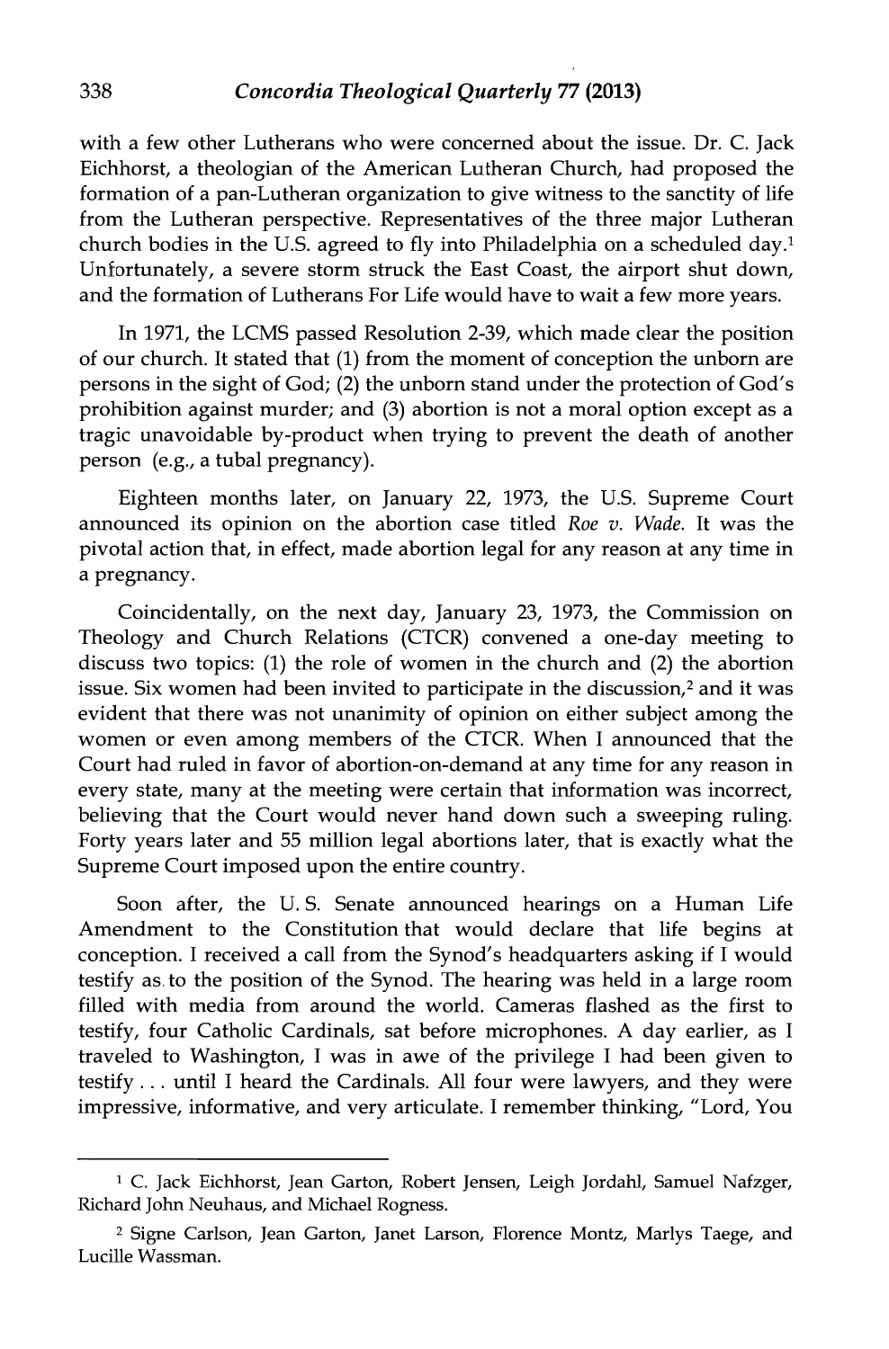with a few other Lutherans who were concerned about the issue. Dr. C. Jack Eichhorst, a theologian of the American Lutheran Church, had proposed the formation of a pan-Lutheran organization to give witness to the sanctity of life from the Lutheran perspective. Representatives of the three major Lutheran church bodies in the U.S. agreed to fly into Philadelphia on a scheduled day.[1] Unfortunately, a severe storm struck the East Coast, the airport shut down, and the formation of Lutherans For Life would have to wait a few more years.

In 1971, the LCMS passed Resolution 2-39, which made clear the position of our church. It stated that (1) from the moment of conception the unborn are persons in the sight of God; (2) the unborn stand under the protection of God's prohibition against murder; and (3) abortion is not a moral option except as a tragic unavoidable by-product when trying to prevent the death of another person (e.g., a tubal pregnancy).

Eighteen months later, on January 22, 1973, the U.S. Supreme Court announced its opinion on the abortion case titled *Roe v. Wade*. It was the pivotal action that, in effect, made abortion legal for any reason at any time in a pregnancy.

Coincidentally, on the next day, January 23, 1973, the Commission on Theology and Church Relations (CTCR) convened a one-day meeting to discuss two topics: (1) the role of women in the church and (2) the abortion issue. Six women had been invited to participate in the discussion,[2] and it was evident that there was not unanimity of opinion on either subject among the women or even among members of the CTCR. When I announced that the Court had ruled in favor of abortion-on-demand at any time for any reason in every state, many at the meeting were certain that information was incorrect, believing that the Court would never hand down such a sweeping ruling. Forty years later and 55 million legal abortions later, that is exactly what the Supreme Court imposed upon the entire country.

Soon after, the U. S. Senate announced hearings on a Human Life Amendment to the Constitution that would declare that life begins at conception. I received a call from the Synod's headquarters asking if I would testify as to the position of the Synod. The hearing was held in a large room filled with media from around the world. Cameras flashed as the first to testify, four Catholic Cardinals, sat before microphones. A day earlier, as I traveled to Washington, I was in awe of the privilege I had been given to testify . . . until I heard the Cardinals. All four were lawyers, and they were impressive, informative, and very articulate. I remember thinking, "Lord, You

---

[1] C. Jack Eichhorst, Jean Garton, Robert Jensen, Leigh Jordahl, Samuel Nafzger, Richard John Neuhaus, and Michael Rogness.

[2] Signe Carlson, Jean Garton, Janet Larson, Florence Montz, Marlys Taege, and Lucille Wassman.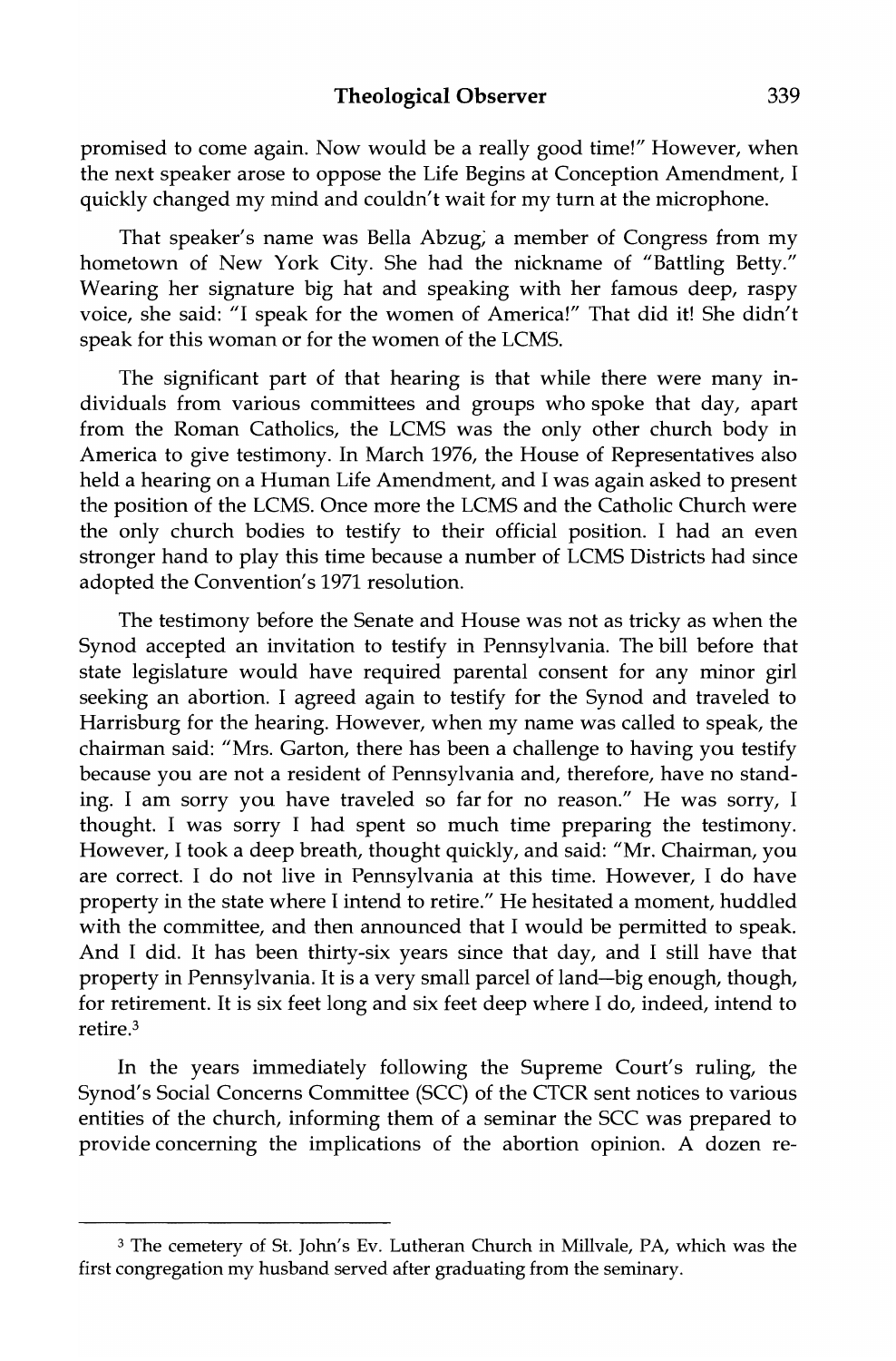promised to come again. Now would be a really good time!" However, when the next speaker arose to oppose the Life Begins at Conception Amendment, I quickly changed my mind and couldn't wait for my turn at the microphone.

That speaker's name was Bella Abzug, a member of Congress from my hometown of New York City. She had the nickname of "Battling Betty." Wearing her signature big hat and speaking with her famous deep, raspy voice, she said: "I speak for the women of America!" That did it! She didn't speak for this woman or for the women of the LCMS.

The significant part of that hearing is that while there were many individuals from various committees and groups who spoke that day, apart from the Roman Catholics, the LCMS was the only other church body in America to give testimony. In March 1976, the House of Representatives also held a hearing on a Human Life Amendment, and I was again asked to present the position of the LCMS. Once more the LCMS and the Catholic Church were the only church bodies to testify to their official position. I had an even stronger hand to play this time because a number of LCMS Districts had since adopted the Convention's 1971 resolution.

The testimony before the Senate and House was not as tricky as when the Synod accepted an invitation to testify in Pennsylvania. The bill before that state legislature would have required parental consent for any minor girl seeking an abortion. I agreed again to testify for the Synod and traveled to Harrisburg for the hearing. However, when my name was called to speak, the chairman said: "Mrs. Garton, there has been a challenge to having you testify because you are not a resident of Pennsylvania and, therefore, have no standing. I am sorry you have traveled so far for no reason." He was sorry, I thought. I was sorry I had spent so much time preparing the testimony. However, I took a deep breath, thought quickly, and said: "Mr. Chairman, you are correct. I do not live in Pennsylvania at this time. However, I do have property in the state where I intend to retire." He hesitated a moment, huddled with the committee, and then announced that I would be permitted to speak. And I did. It has been thirty-six years since that day, and I still have that property in Pennsylvania. It is a very small parcel of land—big enough, though, for retirement. It is six feet long and six feet deep where I do, indeed, intend to retire.[3]

In the years immediately following the Supreme Court's ruling, the Synod's Social Concerns Committee (SCC) of the CTCR sent notices to various entities of the church, informing them of a seminar the SCC was prepared to provide concerning the implications of the abortion opinion. A dozen re-

[3] The cemetery of St. John's Ev. Lutheran Church in Millvale, PA, which was the first congregation my husband served after graduating from the seminary.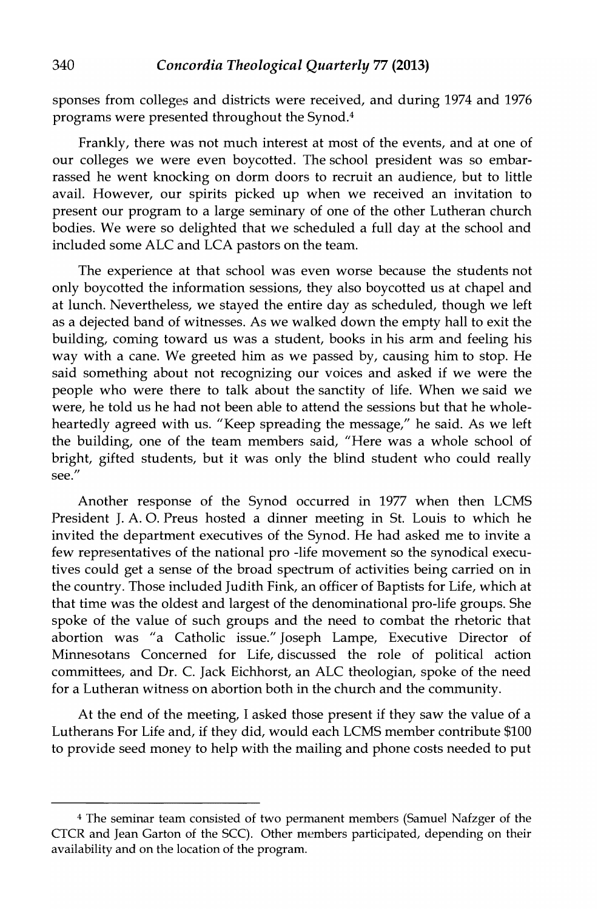sponses from colleges and districts were received, and during 1974 and 1976 programs were presented throughout the Synod.[4]

Frankly, there was not much interest at most of the events, and at one of our colleges we were even boycotted. The school president was so embarrassed he went knocking on dorm doors to recruit an audience, but to little avail. However, our spirits picked up when we received an invitation to present our program to a large seminary of one of the other Lutheran church bodies. We were so delighted that we scheduled a full day at the school and included some ALC and LCA pastors on the team.

The experience at that school was even worse because the students not only boycotted the information sessions, they also boycotted us at chapel and at lunch. Nevertheless, we stayed the entire day as scheduled, though we left as a dejected band of witnesses. As we walked down the empty hall to exit the building, coming toward us was a student, books in his arm and feeling his way with a cane. We greeted him as we passed by, causing him to stop. He said something about not recognizing our voices and asked if we were the people who were there to talk about the sanctity of life. When we said we were, he told us he had not been able to attend the sessions but that he wholeheartedly agreed with us. "Keep spreading the message," he said. As we left the building, one of the team members said, "Here was a whole school of bright, gifted students, but it was only the blind student who could really see."

Another response of the Synod occurred in 1977 when then LCMS President J. A. O. Preus hosted a dinner meeting in St. Louis to which he invited the department executives of the Synod. He had asked me to invite a few representatives of the national pro -life movement so the synodical executives could get a sense of the broad spectrum of activities being carried on in the country. Those included Judith Fink, an officer of Baptists for Life, which at that time was the oldest and largest of the denominational pro-life groups. She spoke of the value of such groups and the need to combat the rhetoric that abortion was "a Catholic issue." Joseph Lampe, Executive Director of Minnesotans Concerned for Life, discussed the role of political action committees, and Dr. C. Jack Eichhorst, an ALC theologian, spoke of the need for a Lutheran witness on abortion both in the church and the community.

At the end of the meeting, I asked those present if they saw the value of a Lutherans For Life and, if they did, would each LCMS member contribute $100 to provide seed money to help with the mailing and phone costs needed to put

---

[4] The seminar team consisted of two permanent members (Samuel Nafzger of the CTCR and Jean Garton of the SCC). Other members participated, depending on their availability and on the location of the program.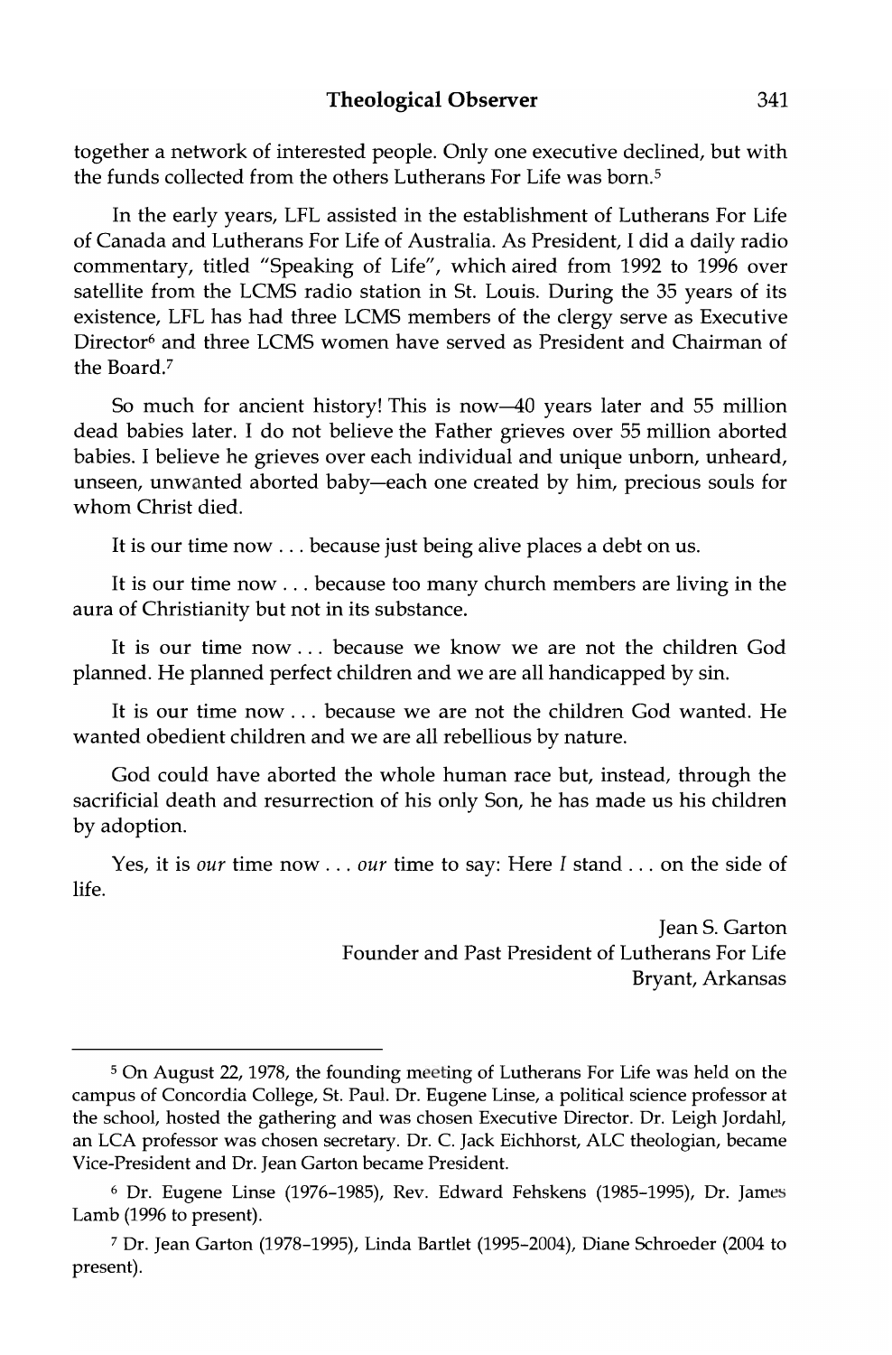together a network of interested people. Only one executive declined, but with the funds collected from the others Lutherans For Life was born.[5]

In the early years, LFL assisted in the establishment of Lutherans For Life of Canada and Lutherans For Life of Australia. As President, I did a daily radio commentary, titled "Speaking of Life", which aired from 1992 to 1996 over satellite from the LCMS radio station in St. Louis. During the 35 years of its existence, LFL has had three LCMS members of the clergy serve as Executive Director[6] and three LCMS women have served as President and Chairman of the Board.[7]

So much for ancient history! This is now—40 years later and 55 million dead babies later. I do not believe the Father grieves over 55 million aborted babies. I believe he grieves over each individual and unique unborn, unheard, unseen, unwanted aborted baby—each one created by him, precious souls for whom Christ died.

It is our time now . . . because just being alive places a debt on us.

It is our time now . . . because too many church members are living in the aura of Christianity but not in its substance.

It is our time now . . . because we know we are not the children God planned. He planned perfect children and we are all handicapped by sin.

It is our time now . . . because we are not the children God wanted. He wanted obedient children and we are all rebellious by nature.

God could have aborted the whole human race but, instead, through the sacrificial death and resurrection of his only Son, he has made us his children by adoption.

Yes, it is *our* time now . . . *our* time to say: Here *I* stand . . . on the side of life.

Jean S. Garton  
Founder and Past President of Lutherans For Life  
Bryant, Arkansas

---

[5] On August 22, 1978, the founding meeting of Lutherans For Life was held on the campus of Concordia College, St. Paul. Dr. Eugene Linse, a political science professor at the school, hosted the gathering and was chosen Executive Director. Dr. Leigh Jordahl, an LCA professor was chosen secretary. Dr. C. Jack Eichhorst, ALC theologian, became Vice-President and Dr. Jean Garton became President.

[6] Dr. Eugene Linse (1976–1985), Rev. Edward Fehskens (1985–1995), Dr. James Lamb (1996 to present).

[7] Dr. Jean Garton (1978–1995), Linda Bartlet (1995–2004), Diane Schroeder (2004 to present).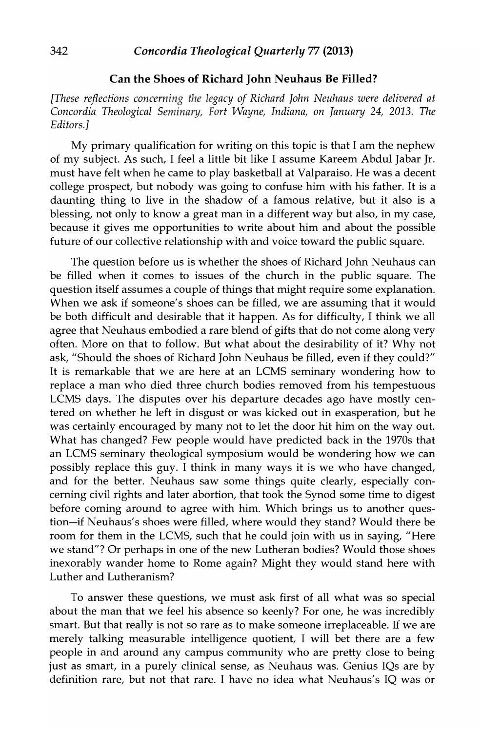## Can the Shoes of Richard John Neuhaus Be Filled?

*[These reflections concerning the legacy of Richard John Neuhaus were delivered at Concordia Theological Seminary, Fort Wayne, Indiana, on January 24, 2013. The Editors.]*

My primary qualification for writing on this topic is that I am the nephew of my subject. As such, I feel a little bit like I assume Kareem Abdul Jabar Jr. must have felt when he came to play basketball at Valparaiso. He was a decent college prospect, but nobody was going to confuse him with his father. It is a daunting thing to live in the shadow of a famous relative, but it also is a blessing, not only to know a great man in a different way but also, in my case, because it gives me opportunities to write about him and about the possible future of our collective relationship with and voice toward the public square.

The question before us is whether the shoes of Richard John Neuhaus can be filled when it comes to issues of the church in the public square. The question itself assumes a couple of things that might require some explanation. When we ask if someone's shoes can be filled, we are assuming that it would be both difficult and desirable that it happen. As for difficulty, I think we all agree that Neuhaus embodied a rare blend of gifts that do not come along very often. More on that to follow. But what about the desirability of it? Why not ask, "Should the shoes of Richard John Neuhaus be filled, even if they could?" It is remarkable that we are here at an LCMS seminary wondering how to replace a man who died three church bodies removed from his tempestuous LCMS days. The disputes over his departure decades ago have mostly centered on whether he left in disgust or was kicked out in exasperation, but he was certainly encouraged by many not to let the door hit him on the way out. What has changed? Few people would have predicted back in the 1970s that an LCMS seminary theological symposium would be wondering how we can possibly replace this guy. I think in many ways it is we who have changed, and for the better. Neuhaus saw some things quite clearly, especially concerning civil rights and later abortion, that took the Synod some time to digest before coming around to agree with him. Which brings us to another question—if Neuhaus's shoes were filled, where would they stand? Would there be room for them in the LCMS, such that he could join with us in saying, "Here we stand"? Or perhaps in one of the new Lutheran bodies? Would those shoes inexorably wander home to Rome again? Might they would stand here with Luther and Lutheranism?

To answer these questions, we must ask first of all what was so special about the man that we feel his absence so keenly? For one, he was incredibly smart. But that really is not so rare as to make someone irreplaceable. If we are merely talking measurable intelligence quotient, I will bet there are a few people in and around any campus community who are pretty close to being just as smart, in a purely clinical sense, as Neuhaus was. Genius IQs are by definition rare, but not that rare. I have no idea what Neuhaus's IQ was or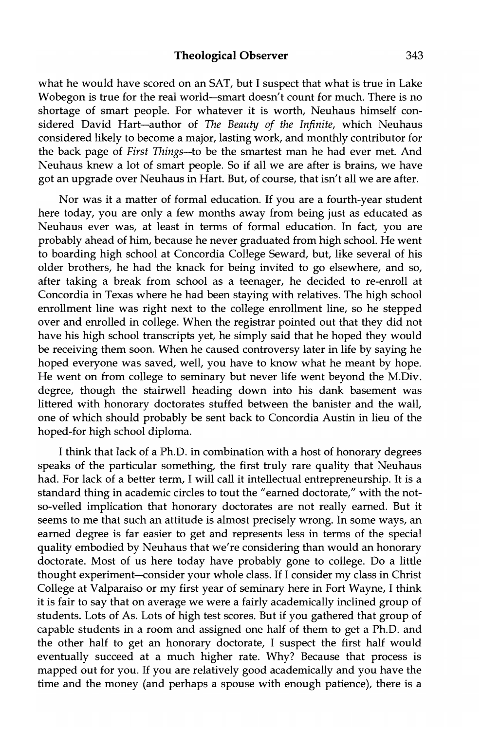what he would have scored on an SAT, but I suspect that what is true in Lake Wobegon is true for the real world—smart doesn't count for much. There is no shortage of smart people. For whatever it is worth, Neuhaus himself considered David Hart—author of *The Beauty of the Infinite*, which Neuhaus considered likely to become a major, lasting work, and monthly contributor for the back page of *First Things*—to be the smartest man he had ever met. And Neuhaus knew a lot of smart people. So if all we are after is brains, we have got an upgrade over Neuhaus in Hart. But, of course, that isn't all we are after.

Nor was it a matter of formal education. If you are a fourth-year student here today, you are only a few months away from being just as educated as Neuhaus ever was, at least in terms of formal education. In fact, you are probably ahead of him, because he never graduated from high school. He went to boarding high school at Concordia College Seward, but, like several of his older brothers, he had the knack for being invited to go elsewhere, and so, after taking a break from school as a teenager, he decided to re-enroll at Concordia in Texas where he had been staying with relatives. The high school enrollment line was right next to the college enrollment line, so he stepped over and enrolled in college. When the registrar pointed out that they did not have his high school transcripts yet, he simply said that he hoped they would be receiving them soon. When he caused controversy later in life by saying he hoped everyone was saved, well, you have to know what he meant by hope. He went on from college to seminary but never life went beyond the M.Div. degree, though the stairwell heading down into his dank basement was littered with honorary doctorates stuffed between the banister and the wall, one of which should probably be sent back to Concordia Austin in lieu of the hoped-for high school diploma.

I think that lack of a Ph.D. in combination with a host of honorary degrees speaks of the particular something, the first truly rare quality that Neuhaus had. For lack of a better term, I will call it intellectual entrepreneurship. It is a standard thing in academic circles to tout the "earned doctorate," with the not-so-veiled implication that honorary doctorates are not really earned. But it seems to me that such an attitude is almost precisely wrong. In some ways, an earned degree is far easier to get and represents less in terms of the special quality embodied by Neuhaus that we're considering than would an honorary doctorate. Most of us here today have probably gone to college. Do a little thought experiment—consider your whole class. If I consider my class in Christ College at Valparaiso or my first year of seminary here in Fort Wayne, I think it is fair to say that on average we were a fairly academically inclined group of students. Lots of As. Lots of high test scores. But if you gathered that group of capable students in a room and assigned one half of them to get a Ph.D. and the other half to get an honorary doctorate, I suspect the first half would eventually succeed at a much higher rate. Why? Because that process is mapped out for you. If you are relatively good academically and you have the time and the money (and perhaps a spouse with enough patience), there is a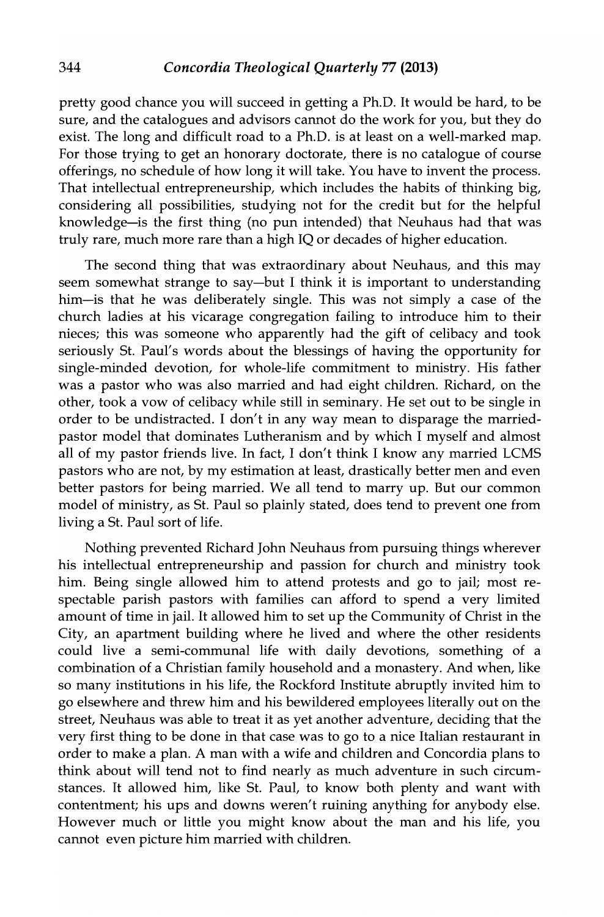pretty good chance you will succeed in getting a Ph.D. It would be hard, to be sure, and the catalogues and advisors cannot do the work for you, but they do exist. The long and difficult road to a Ph.D. is at least on a well-marked map. For those trying to get an honorary doctorate, there is no catalogue of course offerings, no schedule of how long it will take. You have to invent the process. That intellectual entrepreneurship, which includes the habits of thinking big, considering all possibilities, studying not for the credit but for the helpful knowledge—is the first thing (no pun intended) that Neuhaus had that was truly rare, much more rare than a high IQ or decades of higher education.

The second thing that was extraordinary about Neuhaus, and this may seem somewhat strange to say—but I think it is important to understanding him—is that he was deliberately single. This was not simply a case of the church ladies at his vicarage congregation failing to introduce him to their nieces; this was someone who apparently had the gift of celibacy and took seriously St. Paul's words about the blessings of having the opportunity for single-minded devotion, for whole-life commitment to ministry. His father was a pastor who was also married and had eight children. Richard, on the other, took a vow of celibacy while still in seminary. He set out to be single in order to be undistracted. I don't in any way mean to disparage the married-pastor model that dominates Lutheranism and by which I myself and almost all of my pastor friends live. In fact, I don't think I know any married LCMS pastors who are not, by my estimation at least, drastically better men and even better pastors for being married. We all tend to marry up. But our common model of ministry, as St. Paul so plainly stated, does tend to prevent one from living a St. Paul sort of life.

Nothing prevented Richard John Neuhaus from pursuing things wherever his intellectual entrepreneurship and passion for church and ministry took him. Being single allowed him to attend protests and go to jail; most respectable parish pastors with families can afford to spend a very limited amount of time in jail. It allowed him to set up the Community of Christ in the City, an apartment building where he lived and where the other residents could live a semi-communal life with daily devotions, something of a combination of a Christian family household and a monastery. And when, like so many institutions in his life, the Rockford Institute abruptly invited him to go elsewhere and threw him and his bewildered employees literally out on the street, Neuhaus was able to treat it as yet another adventure, deciding that the very first thing to be done in that case was to go to a nice Italian restaurant in order to make a plan. A man with a wife and children and Concordia plans to think about will tend not to find nearly as much adventure in such circumstances. It allowed him, like St. Paul, to know both plenty and want with contentment; his ups and downs weren't ruining anything for anybody else. However much or little you might know about the man and his life, you cannot even picture him married with children.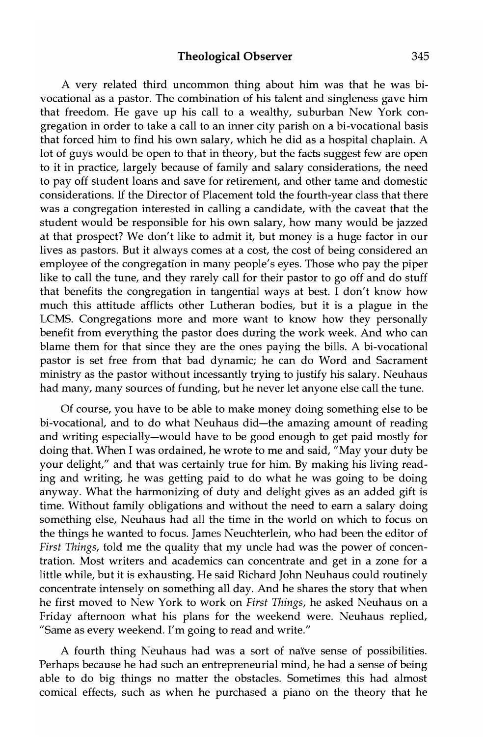A very related third uncommon thing about him was that he was bi-vocational as a pastor. The combination of his talent and singleness gave him that freedom. He gave up his call to a wealthy, suburban New York congregation in order to take a call to an inner city parish on a bi-vocational basis that forced him to find his own salary, which he did as a hospital chaplain. A lot of guys would be open to that in theory, but the facts suggest few are open to it in practice, largely because of family and salary considerations, the need to pay off student loans and save for retirement, and other tame and domestic considerations. If the Director of Placement told the fourth-year class that there was a congregation interested in calling a candidate, with the caveat that the student would be responsible for his own salary, how many would be jazzed at that prospect? We don't like to admit it, but money is a huge factor in our lives as pastors. But it always comes at a cost, the cost of being considered an employee of the congregation in many people's eyes. Those who pay the piper like to call the tune, and they rarely call for their pastor to go off and do stuff that benefits the congregation in tangential ways at best. I don't know how much this attitude afflicts other Lutheran bodies, but it is a plague in the LCMS. Congregations more and more want to know how they personally benefit from everything the pastor does during the work week. And who can blame them for that since they are the ones paying the bills. A bi-vocational pastor is set free from that bad dynamic; he can do Word and Sacrament ministry as the pastor without incessantly trying to justify his salary. Neuhaus had many, many sources of funding, but he never let anyone else call the tune.

Of course, you have to be able to make money doing something else to be bi-vocational, and to do what Neuhaus did—the amazing amount of reading and writing especially—would have to be good enough to get paid mostly for doing that. When I was ordained, he wrote to me and said, "May your duty be your delight," and that was certainly true for him. By making his living reading and writing, he was getting paid to do what he was going to be doing anyway. What the harmonizing of duty and delight gives as an added gift is time. Without family obligations and without the need to earn a salary doing something else, Neuhaus had all the time in the world on which to focus on the things he wanted to focus. James Neuchterlein, who had been the editor of *First Things*, told me the quality that my uncle had was the power of concentration. Most writers and academics can concentrate and get in a zone for a little while, but it is exhausting. He said Richard John Neuhaus could routinely concentrate intensely on something all day. And he shares the story that when he first moved to New York to work on *First Things*, he asked Neuhaus on a Friday afternoon what his plans for the weekend were. Neuhaus replied, "Same as every weekend. I'm going to read and write."

A fourth thing Neuhaus had was a sort of naïve sense of possibilities. Perhaps because he had such an entrepreneurial mind, he had a sense of being able to do big things no matter the obstacles. Sometimes this had almost comical effects, such as when he purchased a piano on the theory that he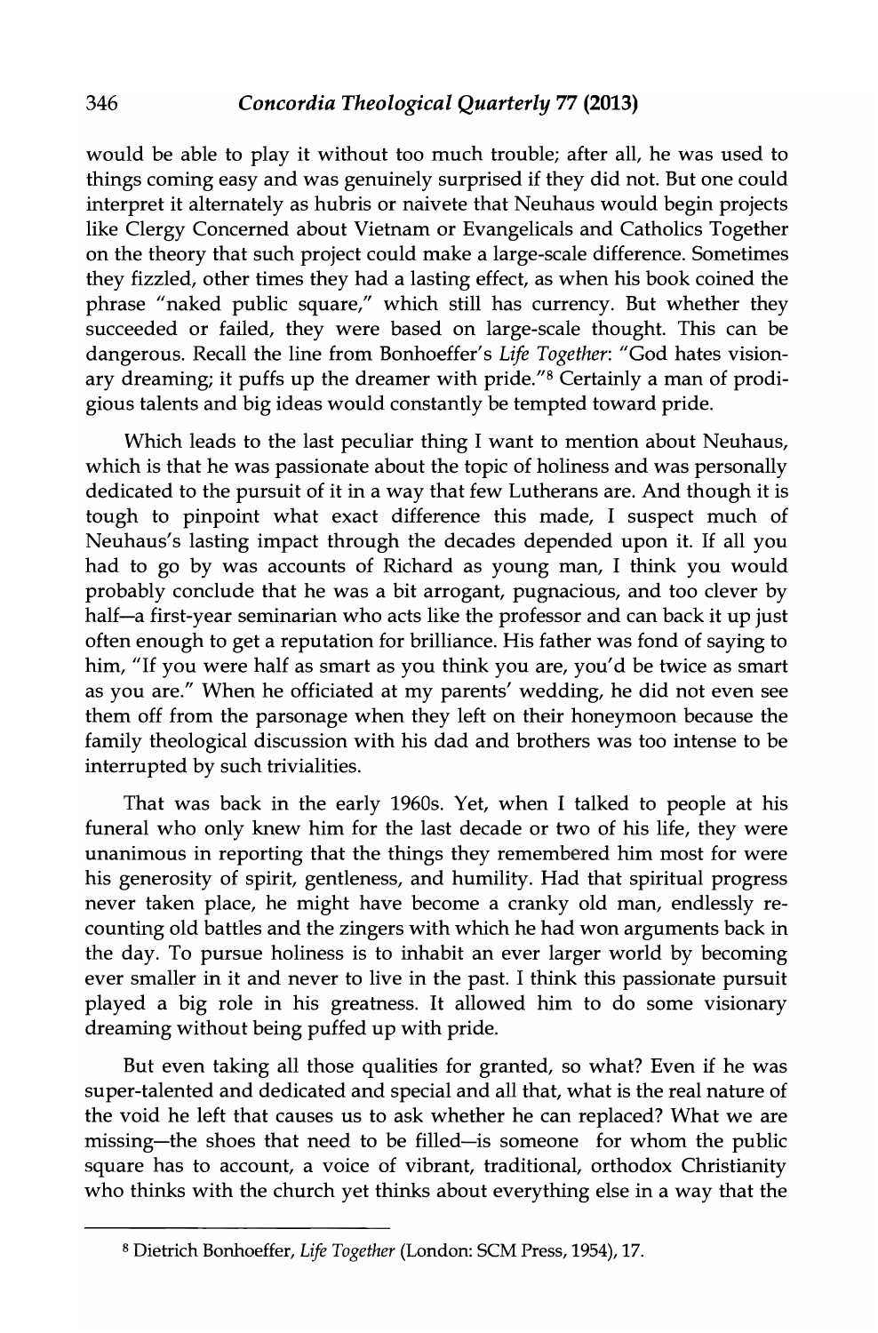would be able to play it without too much trouble; after all, he was used to things coming easy and was genuinely surprised if they did not. But one could interpret it alternately as hubris or naivete that Neuhaus would begin projects like Clergy Concerned about Vietnam or Evangelicals and Catholics Together on the theory that such project could make a large-scale difference. Sometimes they fizzled, other times they had a lasting effect, as when his book coined the phrase "naked public square," which still has currency. But whether they succeeded or failed, they were based on large-scale thought. This can be dangerous. Recall the line from Bonhoeffer's *Life Together*: "God hates visionary dreaming; it puffs up the dreamer with pride."[8] Certainly a man of prodigious talents and big ideas would constantly be tempted toward pride.

Which leads to the last peculiar thing I want to mention about Neuhaus, which is that he was passionate about the topic of holiness and was personally dedicated to the pursuit of it in a way that few Lutherans are. And though it is tough to pinpoint what exact difference this made, I suspect much of Neuhaus's lasting impact through the decades depended upon it. If all you had to go by was accounts of Richard as young man, I think you would probably conclude that he was a bit arrogant, pugnacious, and too clever by half—a first-year seminarian who acts like the professor and can back it up just often enough to get a reputation for brilliance. His father was fond of saying to him, "If you were half as smart as you think you are, you'd be twice as smart as you are." When he officiated at my parents' wedding, he did not even see them off from the parsonage when they left on their honeymoon because the family theological discussion with his dad and brothers was too intense to be interrupted by such trivialities.

That was back in the early 1960s. Yet, when I talked to people at his funeral who only knew him for the last decade or two of his life, they were unanimous in reporting that the things they remembered him most for were his generosity of spirit, gentleness, and humility. Had that spiritual progress never taken place, he might have become a cranky old man, endlessly recounting old battles and the zingers with which he had won arguments back in the day. To pursue holiness is to inhabit an ever larger world by becoming ever smaller in it and never to live in the past. I think this passionate pursuit played a big role in his greatness. It allowed him to do some visionary dreaming without being puffed up with pride.

But even taking all those qualities for granted, so what? Even if he was super-talented and dedicated and special and all that, what is the real nature of the void he left that causes us to ask whether he can replaced? What we are missing—the shoes that need to be filled—is someone for whom the public square has to account, a voice of vibrant, traditional, orthodox Christianity who thinks with the church yet thinks about everything else in a way that the

---

[8] Dietrich Bonhoeffer, *Life Together* (London: SCM Press, 1954), 17.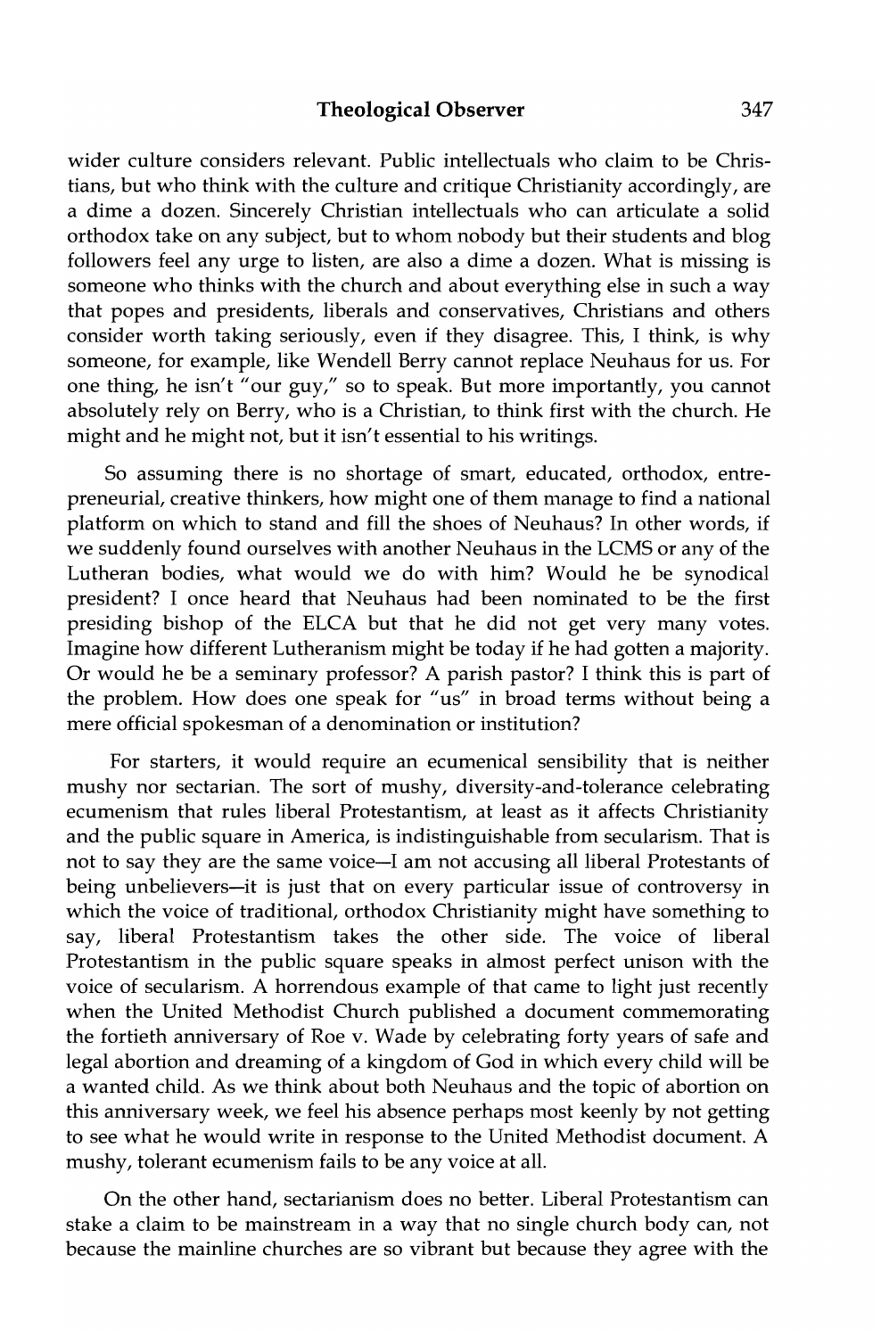wider culture considers relevant. Public intellectuals who claim to be Christians, but who think with the culture and critique Christianity accordingly, are a dime a dozen. Sincerely Christian intellectuals who can articulate a solid orthodox take on any subject, but to whom nobody but their students and blog followers feel any urge to listen, are also a dime a dozen. What is missing is someone who thinks with the church and about everything else in such a way that popes and presidents, liberals and conservatives, Christians and others consider worth taking seriously, even if they disagree. This, I think, is why someone, for example, like Wendell Berry cannot replace Neuhaus for us. For one thing, he isn't "our guy," so to speak. But more importantly, you cannot absolutely rely on Berry, who is a Christian, to think first with the church. He might and he might not, but it isn't essential to his writings.

So assuming there is no shortage of smart, educated, orthodox, entrepreneurial, creative thinkers, how might one of them manage to find a national platform on which to stand and fill the shoes of Neuhaus? In other words, if we suddenly found ourselves with another Neuhaus in the LCMS or any of the Lutheran bodies, what would we do with him? Would he be synodical president? I once heard that Neuhaus had been nominated to be the first presiding bishop of the ELCA but that he did not get very many votes. Imagine how different Lutheranism might be today if he had gotten a majority. Or would he be a seminary professor? A parish pastor? I think this is part of the problem. How does one speak for "us" in broad terms without being a mere official spokesman of a denomination or institution?

For starters, it would require an ecumenical sensibility that is neither mushy nor sectarian. The sort of mushy, diversity-and-tolerance celebrating ecumenism that rules liberal Protestantism, at least as it affects Christianity and the public square in America, is indistinguishable from secularism. That is not to say they are the same voice—I am not accusing all liberal Protestants of being unbelievers—it is just that on every particular issue of controversy in which the voice of traditional, orthodox Christianity might have something to say, liberal Protestantism takes the other side. The voice of liberal Protestantism in the public square speaks in almost perfect unison with the voice of secularism. A horrendous example of that came to light just recently when the United Methodist Church published a document commemorating the fortieth anniversary of Roe v. Wade by celebrating forty years of safe and legal abortion and dreaming of a kingdom of God in which every child will be a wanted child. As we think about both Neuhaus and the topic of abortion on this anniversary week, we feel his absence perhaps most keenly by not getting to see what he would write in response to the United Methodist document. A mushy, tolerant ecumenism fails to be any voice at all.

On the other hand, sectarianism does no better. Liberal Protestantism can stake a claim to be mainstream in a way that no single church body can, not because the mainline churches are so vibrant but because they agree with the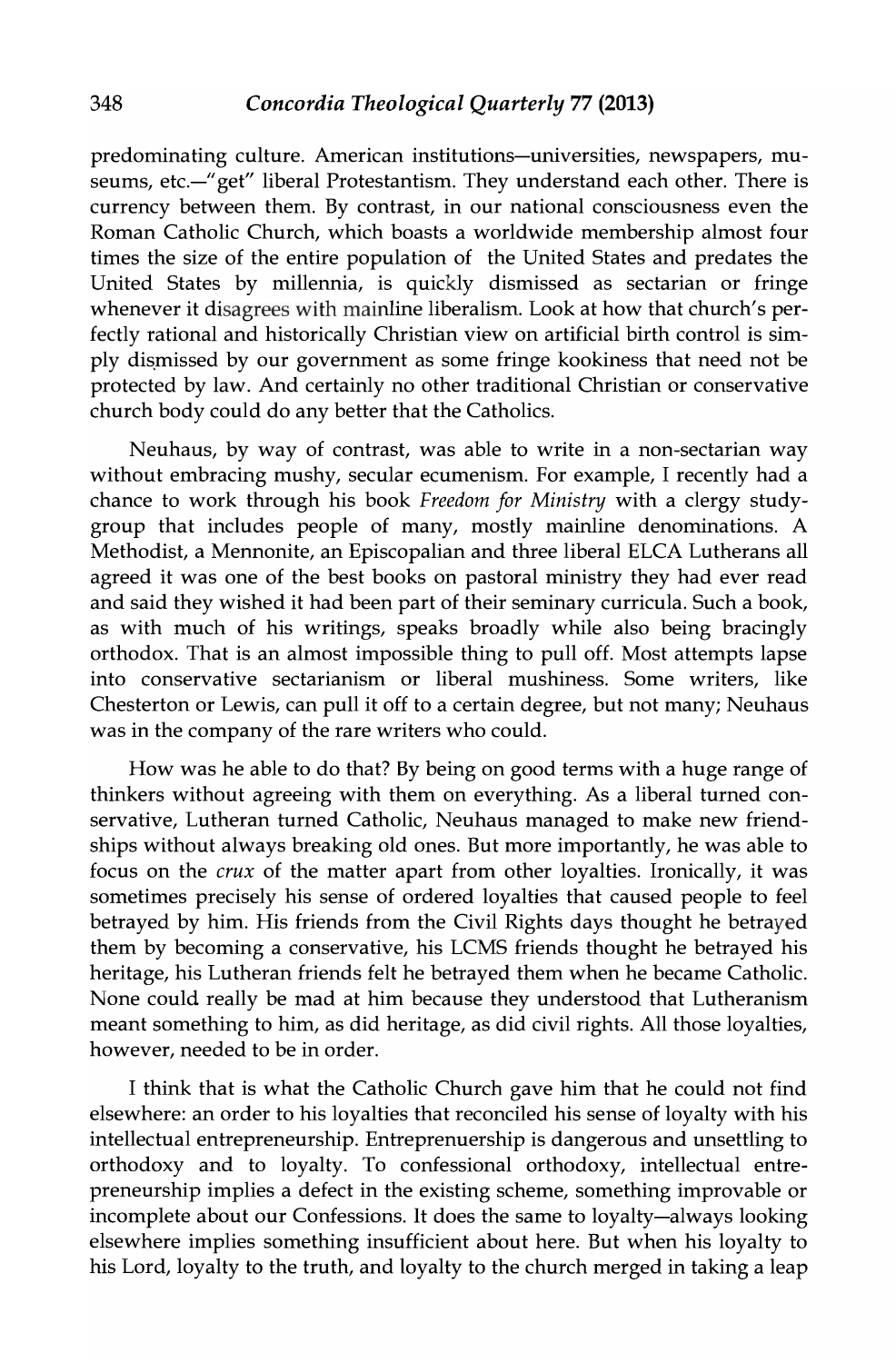predominating culture. American institutions—universities, newspapers, museums, etc.—"get" liberal Protestantism. They understand each other. There is currency between them. By contrast, in our national consciousness even the Roman Catholic Church, which boasts a worldwide membership almost four times the size of the entire population of the United States and predates the United States by millennia, is quickly dismissed as sectarian or fringe whenever it disagrees with mainline liberalism. Look at how that church's perfectly rational and historically Christian view on artificial birth control is simply dismissed by our government as some fringe kookiness that need not be protected by law. And certainly no other traditional Christian or conservative church body could do any better that the Catholics.

Neuhaus, by way of contrast, was able to write in a non-sectarian way without embracing mushy, secular ecumenism. For example, I recently had a chance to work through his book *Freedom for Ministry* with a clergy study-group that includes people of many, mostly mainline denominations. A Methodist, a Mennonite, an Episcopalian and three liberal ELCA Lutherans all agreed it was one of the best books on pastoral ministry they had ever read and said they wished it had been part of their seminary curricula. Such a book, as with much of his writings, speaks broadly while also being bracingly orthodox. That is an almost impossible thing to pull off. Most attempts lapse into conservative sectarianism or liberal mushiness. Some writers, like Chesterton or Lewis, can pull it off to a certain degree, but not many; Neuhaus was in the company of the rare writers who could.

How was he able to do that? By being on good terms with a huge range of thinkers without agreeing with them on everything. As a liberal turned conservative, Lutheran turned Catholic, Neuhaus managed to make new friendships without always breaking old ones. But more importantly, he was able to focus on the *crux* of the matter apart from other loyalties. Ironically, it was sometimes precisely his sense of ordered loyalties that caused people to feel betrayed by him. His friends from the Civil Rights days thought he betrayed them by becoming a conservative, his LCMS friends thought he betrayed his heritage, his Lutheran friends felt he betrayed them when he became Catholic. None could really be mad at him because they understood that Lutheranism meant something to him, as did heritage, as did civil rights. All those loyalties, however, needed to be in order.

I think that is what the Catholic Church gave him that he could not find elsewhere: an order to his loyalties that reconciled his sense of loyalty with his intellectual entrepreneurship. Entreprenuership is dangerous and unsettling to orthodoxy and to loyalty. To confessional orthodoxy, intellectual entrepreneurship implies a defect in the existing scheme, something improvable or incomplete about our Confessions. It does the same to loyalty—always looking elsewhere implies something insufficient about here. But when his loyalty to his Lord, loyalty to the truth, and loyalty to the church merged in taking a leap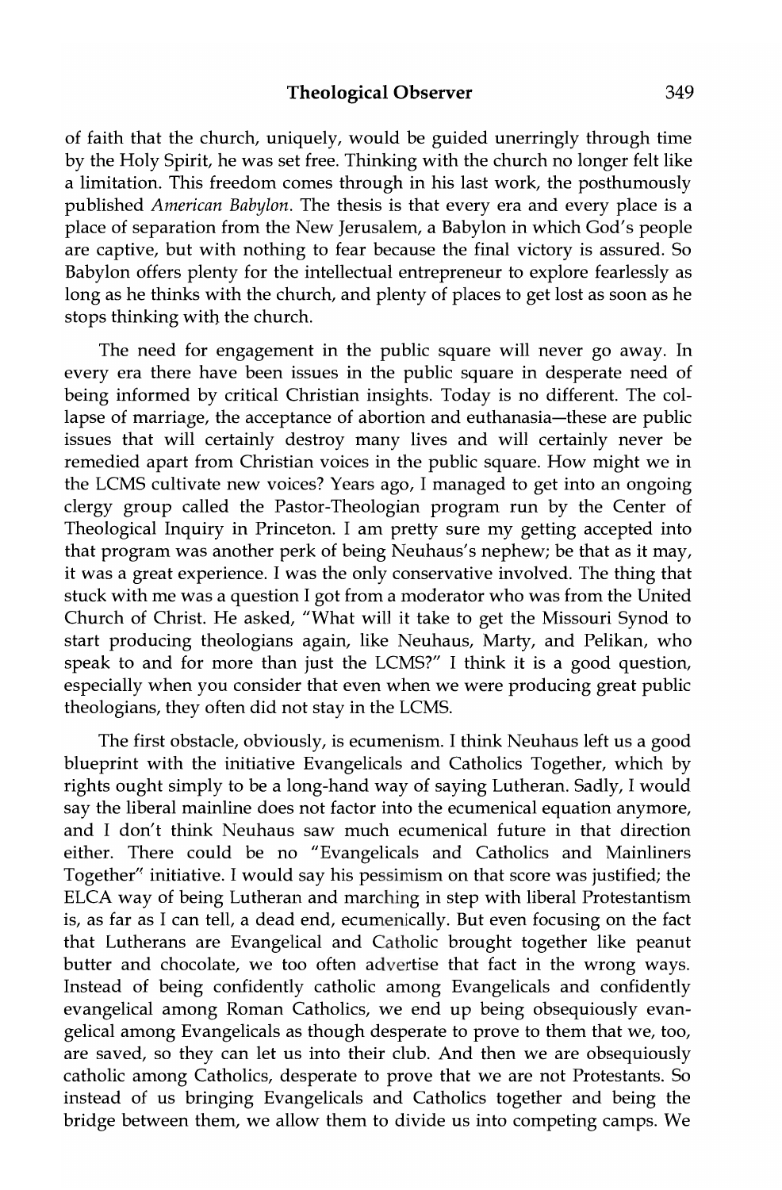of faith that the church, uniquely, would be guided unerringly through time by the Holy Spirit, he was set free. Thinking with the church no longer felt like a limitation. This freedom comes through in his last work, the posthumously published *American Babylon*. The thesis is that every era and every place is a place of separation from the New Jerusalem, a Babylon in which God's people are captive, but with nothing to fear because the final victory is assured. So Babylon offers plenty for the intellectual entrepreneur to explore fearlessly as long as he thinks with the church, and plenty of places to get lost as soon as he stops thinking with the church.

The need for engagement in the public square will never go away. In every era there have been issues in the public square in desperate need of being informed by critical Christian insights. Today is no different. The collapse of marriage, the acceptance of abortion and euthanasia—these are public issues that will certainly destroy many lives and will certainly never be remedied apart from Christian voices in the public square. How might we in the LCMS cultivate new voices? Years ago, I managed to get into an ongoing clergy group called the Pastor-Theologian program run by the Center of Theological Inquiry in Princeton. I am pretty sure my getting accepted into that program was another perk of being Neuhaus's nephew; be that as it may, it was a great experience. I was the only conservative involved. The thing that stuck with me was a question I got from a moderator who was from the United Church of Christ. He asked, "What will it take to get the Missouri Synod to start producing theologians again, like Neuhaus, Marty, and Pelikan, who speak to and for more than just the LCMS?" I think it is a good question, especially when you consider that even when we were producing great public theologians, they often did not stay in the LCMS.

The first obstacle, obviously, is ecumenism. I think Neuhaus left us a good blueprint with the initiative Evangelicals and Catholics Together, which by rights ought simply to be a long-hand way of saying Lutheran. Sadly, I would say the liberal mainline does not factor into the ecumenical equation anymore, and I don't think Neuhaus saw much ecumenical future in that direction either. There could be no "Evangelicals and Catholics and Mainliners Together" initiative. I would say his pessimism on that score was justified; the ELCA way of being Lutheran and marching in step with liberal Protestantism is, as far as I can tell, a dead end, ecumenically. But even focusing on the fact that Lutherans are Evangelical and Catholic brought together like peanut butter and chocolate, we too often advertise that fact in the wrong ways. Instead of being confidently catholic among Evangelicals and confidently evangelical among Roman Catholics, we end up being obsequiously evangelical among Evangelicals as though desperate to prove to them that we, too, are saved, so they can let us into their club. And then we are obsequiously catholic among Catholics, desperate to prove that we are not Protestants. So instead of us bringing Evangelicals and Catholics together and being the bridge between them, we allow them to divide us into competing camps. We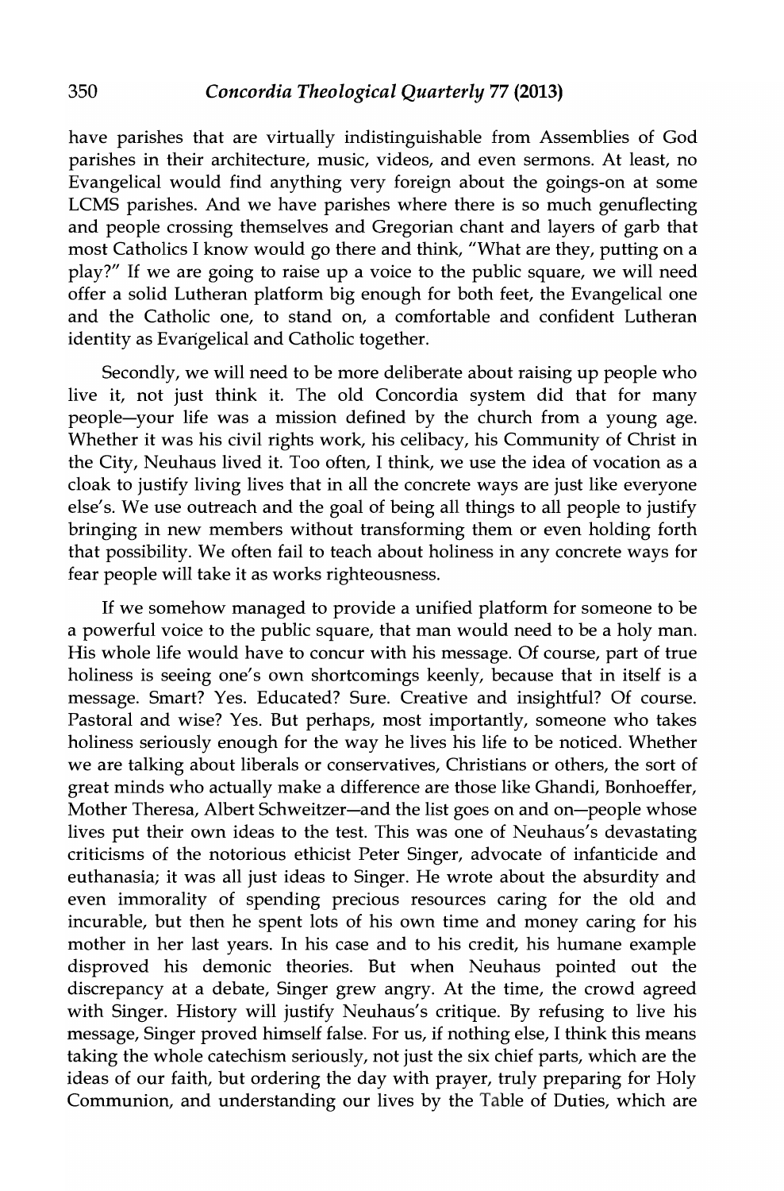have parishes that are virtually indistinguishable from Assemblies of God parishes in their architecture, music, videos, and even sermons. At least, no Evangelical would find anything very foreign about the goings-on at some LCMS parishes. And we have parishes where there is so much genuflecting and people crossing themselves and Gregorian chant and layers of garb that most Catholics I know would go there and think, "What are they, putting on a play?" If we are going to raise up a voice to the public square, we will need offer a solid Lutheran platform big enough for both feet, the Evangelical one and the Catholic one, to stand on, a comfortable and confident Lutheran identity as Evangelical and Catholic together.

Secondly, we will need to be more deliberate about raising up people who live it, not just think it. The old Concordia system did that for many people—your life was a mission defined by the church from a young age. Whether it was his civil rights work, his celibacy, his Community of Christ in the City, Neuhaus lived it. Too often, I think, we use the idea of vocation as a cloak to justify living lives that in all the concrete ways are just like everyone else's. We use outreach and the goal of being all things to all people to justify bringing in new members without transforming them or even holding forth that possibility. We often fail to teach about holiness in any concrete ways for fear people will take it as works righteousness.

If we somehow managed to provide a unified platform for someone to be a powerful voice to the public square, that man would need to be a holy man. His whole life would have to concur with his message. Of course, part of true holiness is seeing one's own shortcomings keenly, because that in itself is a message. Smart? Yes. Educated? Sure. Creative and insightful? Of course. Pastoral and wise? Yes. But perhaps, most importantly, someone who takes holiness seriously enough for the way he lives his life to be noticed. Whether we are talking about liberals or conservatives, Christians or others, the sort of great minds who actually make a difference are those like Ghandi, Bonhoeffer, Mother Theresa, Albert Schweitzer—and the list goes on and on—people whose lives put their own ideas to the test. This was one of Neuhaus's devastating criticisms of the notorious ethicist Peter Singer, advocate of infanticide and euthanasia; it was all just ideas to Singer. He wrote about the absurdity and even immorality of spending precious resources caring for the old and incurable, but then he spent lots of his own time and money caring for his mother in her last years. In his case and to his credit, his humane example disproved his demonic theories. But when Neuhaus pointed out the discrepancy at a debate, Singer grew angry. At the time, the crowd agreed with Singer. History will justify Neuhaus's critique. By refusing to live his message, Singer proved himself false. For us, if nothing else, I think this means taking the whole catechism seriously, not just the six chief parts, which are the ideas of our faith, but ordering the day with prayer, truly preparing for Holy Communion, and understanding our lives by the Table of Duties, which are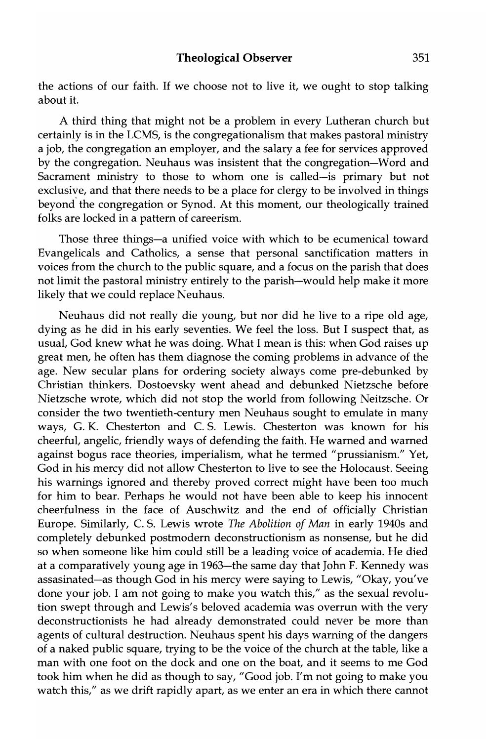the actions of our faith. If we choose not to live it, we ought to stop talking about it.

A third thing that might not be a problem in every Lutheran church but certainly is in the LCMS, is the congregationalism that makes pastoral ministry a job, the congregation an employer, and the salary a fee for services approved by the congregation. Neuhaus was insistent that the congregation—Word and Sacrament ministry to those to whom one is called—is primary but not exclusive, and that there needs to be a place for clergy to be involved in things beyond the congregation or Synod. At this moment, our theologically trained folks are locked in a pattern of careerism.

Those three things—a unified voice with which to be ecumenical toward Evangelicals and Catholics, a sense that personal sanctification matters in voices from the church to the public square, and a focus on the parish that does not limit the pastoral ministry entirely to the parish—would help make it more likely that we could replace Neuhaus.

Neuhaus did not really die young, but nor did he live to a ripe old age, dying as he did in his early seventies. We feel the loss. But I suspect that, as usual, God knew what he was doing. What I mean is this: when God raises up great men, he often has them diagnose the coming problems in advance of the age. New secular plans for ordering society always come pre-debunked by Christian thinkers. Dostoevsky went ahead and debunked Nietzsche before Nietzsche wrote, which did not stop the world from following Neitzsche. Or consider the two twentieth-century men Neuhaus sought to emulate in many ways, G. K. Chesterton and C. S. Lewis. Chesterton was known for his cheerful, angelic, friendly ways of defending the faith. He warned and warned against bogus race theories, imperialism, what he termed "prussianism." Yet, God in his mercy did not allow Chesterton to live to see the Holocaust. Seeing his warnings ignored and thereby proved correct might have been too much for him to bear. Perhaps he would not have been able to keep his innocent cheerfulness in the face of Auschwitz and the end of officially Christian Europe. Similarly, C. S. Lewis wrote *The Abolition of Man* in early 1940s and completely debunked postmodern deconstructionism as nonsense, but he did so when someone like him could still be a leading voice of academia. He died at a comparatively young age in 1963—the same day that John F. Kennedy was assasinated—as though God in his mercy were saying to Lewis, "Okay, you've done your job. I am not going to make you watch this," as the sexual revolution swept through and Lewis's beloved academia was overrun with the very deconstructionists he had already demonstrated could never be more than agents of cultural destruction. Neuhaus spent his days warning of the dangers of a naked public square, trying to be the voice of the church at the table, like a man with one foot on the dock and one on the boat, and it seems to me God took him when he did as though to say, "Good job. I'm not going to make you watch this," as we drift rapidly apart, as we enter an era in which there cannot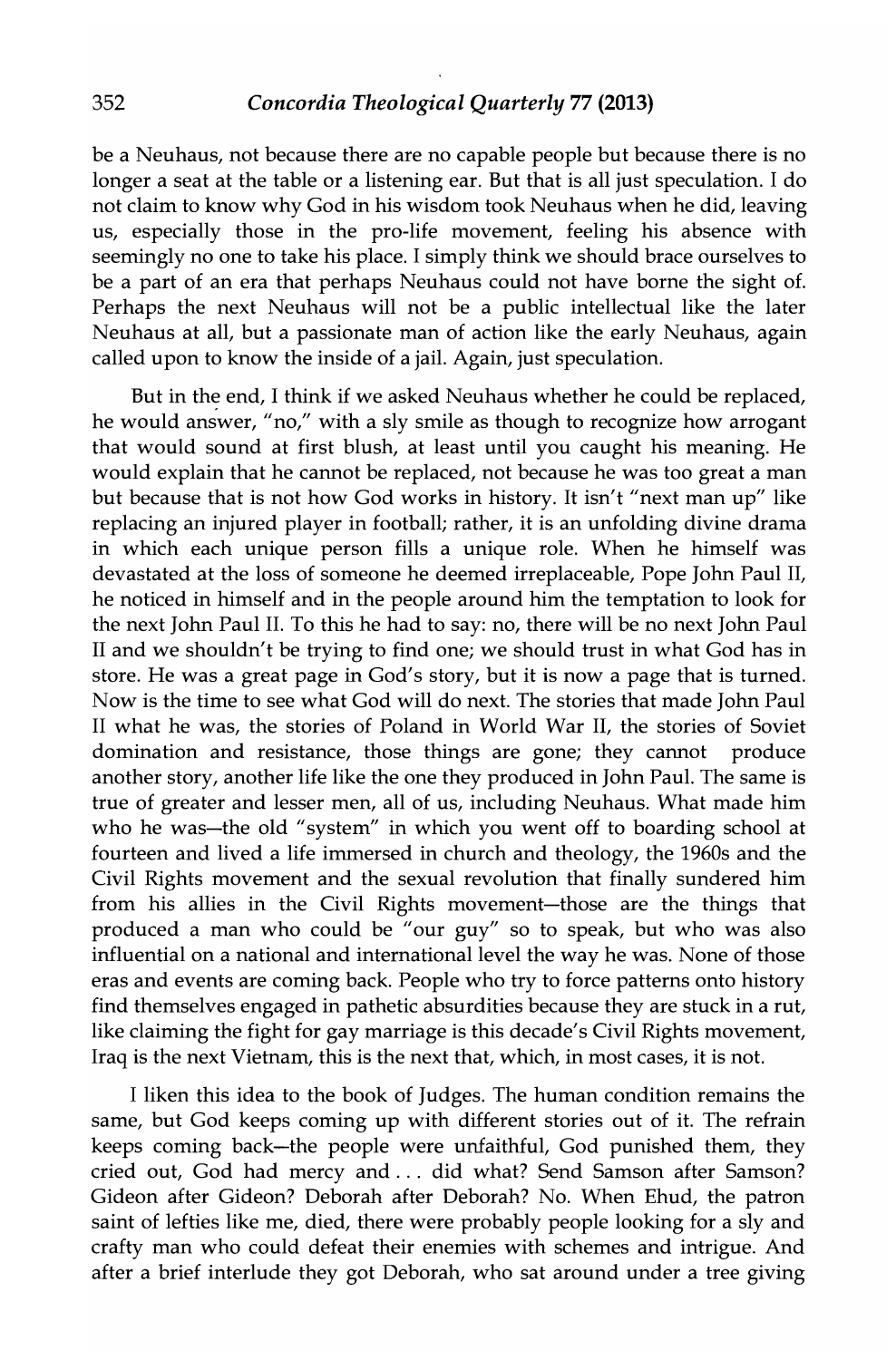be a Neuhaus, not because there are no capable people but because there is no longer a seat at the table or a listening ear. But that is all just speculation. I do not claim to know why God in his wisdom took Neuhaus when he did, leaving us, especially those in the pro-life movement, feeling his absence with seemingly no one to take his place. I simply think we should brace ourselves to be a part of an era that perhaps Neuhaus could not have borne the sight of. Perhaps the next Neuhaus will not be a public intellectual like the later Neuhaus at all, but a passionate man of action like the early Neuhaus, again called upon to know the inside of a jail. Again, just speculation.

But in the end, I think if we asked Neuhaus whether he could be replaced, he would answer, "no," with a sly smile as though to recognize how arrogant that would sound at first blush, at least until you caught his meaning. He would explain that he cannot be replaced, not because he was too great a man but because that is not how God works in history. It isn't "next man up" like replacing an injured player in football; rather, it is an unfolding divine drama in which each unique person fills a unique role. When he himself was devastated at the loss of someone he deemed irreplaceable, Pope John Paul II, he noticed in himself and in the people around him the temptation to look for the next John Paul II. To this he had to say: no, there will be no next John Paul II and we shouldn't be trying to find one; we should trust in what God has in store. He was a great page in God's story, but it is now a page that is turned. Now is the time to see what God will do next. The stories that made John Paul II what he was, the stories of Poland in World War II, the stories of Soviet domination and resistance, those things are gone; they cannot produce another story, another life like the one they produced in John Paul. The same is true of greater and lesser men, all of us, including Neuhaus. What made him who he was—the old "system" in which you went off to boarding school at fourteen and lived a life immersed in church and theology, the 1960s and the Civil Rights movement and the sexual revolution that finally sundered him from his allies in the Civil Rights movement—those are the things that produced a man who could be "our guy" so to speak, but who was also influential on a national and international level the way he was. None of those eras and events are coming back. People who try to force patterns onto history find themselves engaged in pathetic absurdities because they are stuck in a rut, like claiming the fight for gay marriage is this decade's Civil Rights movement, Iraq is the next Vietnam, this is the next that, which, in most cases, it is not.

I liken this idea to the book of Judges. The human condition remains the same, but God keeps coming up with different stories out of it. The refrain keeps coming back—the people were unfaithful, God punished them, they cried out, God had mercy and . . . did what? Send Samson after Samson? Gideon after Gideon? Deborah after Deborah? No. When Ehud, the patron saint of lefties like me, died, there were probably people looking for a sly and crafty man who could defeat their enemies with schemes and intrigue. And after a brief interlude they got Deborah, who sat around under a tree giving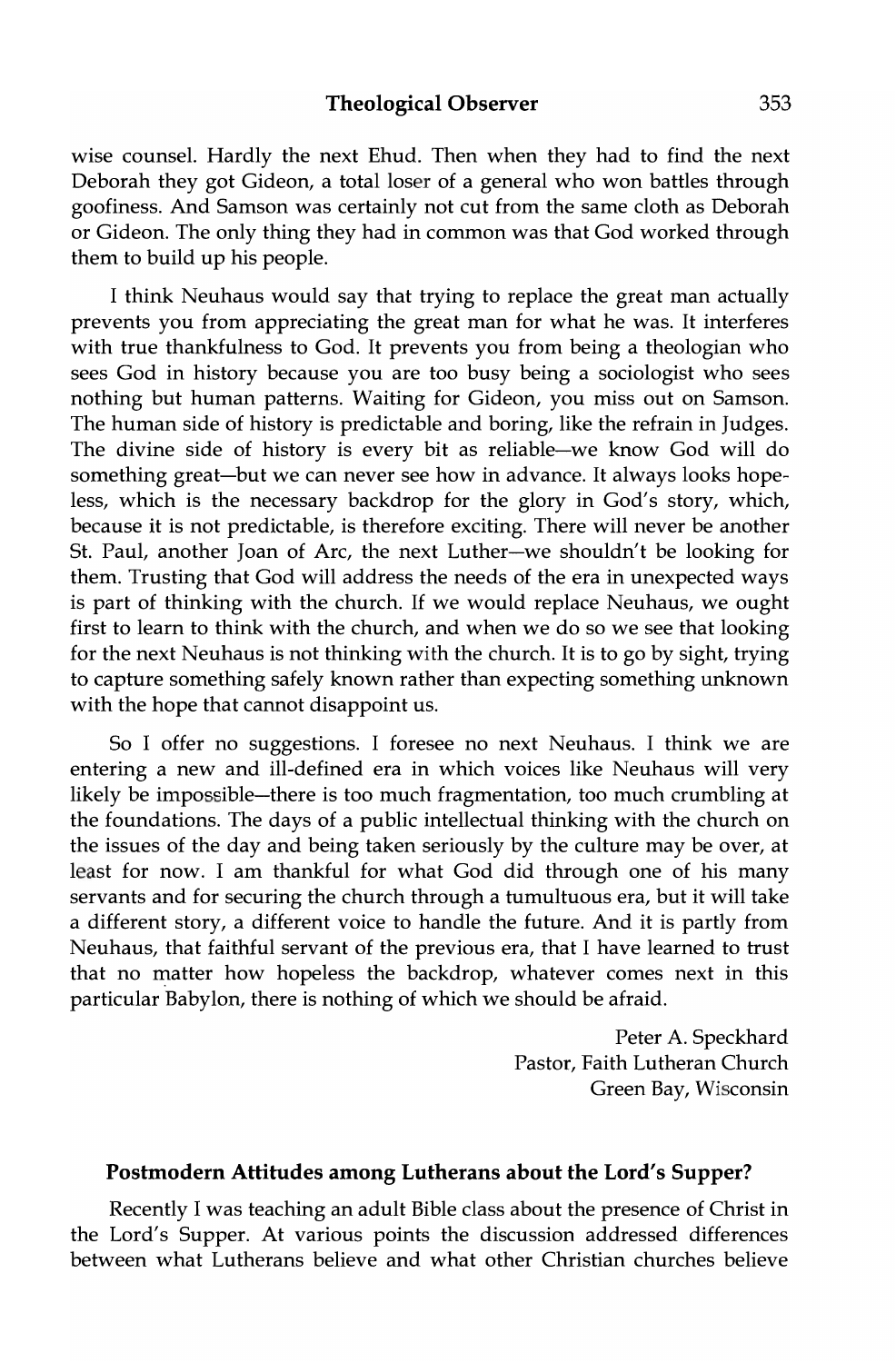wise counsel. Hardly the next Ehud. Then when they had to find the next Deborah they got Gideon, a total loser of a general who won battles through goofiness. And Samson was certainly not cut from the same cloth as Deborah or Gideon. The only thing they had in common was that God worked through them to build up his people.

I think Neuhaus would say that trying to replace the great man actually prevents you from appreciating the great man for what he was. It interferes with true thankfulness to God. It prevents you from being a theologian who sees God in history because you are too busy being a sociologist who sees nothing but human patterns. Waiting for Gideon, you miss out on Samson. The human side of history is predictable and boring, like the refrain in Judges. The divine side of history is every bit as reliable—we know God will do something great—but we can never see how in advance. It always looks hopeless, which is the necessary backdrop for the glory in God's story, which, because it is not predictable, is therefore exciting. There will never be another St. Paul, another Joan of Arc, the next Luther—we shouldn't be looking for them. Trusting that God will address the needs of the era in unexpected ways is part of thinking with the church. If we would replace Neuhaus, we ought first to learn to think with the church, and when we do so we see that looking for the next Neuhaus is not thinking with the church. It is to go by sight, trying to capture something safely known rather than expecting something unknown with the hope that cannot disappoint us.

So I offer no suggestions. I foresee no next Neuhaus. I think we are entering a new and ill-defined era in which voices like Neuhaus will very likely be impossible—there is too much fragmentation, too much crumbling at the foundations. The days of a public intellectual thinking with the church on the issues of the day and being taken seriously by the culture may be over, at least for now. I am thankful for what God did through one of his many servants and for securing the church through a tumultuous era, but it will take a different story, a different voice to handle the future. And it is partly from Neuhaus, that faithful servant of the previous era, that I have learned to trust that no matter how hopeless the backdrop, whatever comes next in this particular Babylon, there is nothing of which we should be afraid.

Peter A. Speckhard
Pastor, Faith Lutheran Church
Green Bay, Wisconsin

### Postmodern Attitudes among Lutherans about the Lord's Supper?

Recently I was teaching an adult Bible class about the presence of Christ in the Lord's Supper. At various points the discussion addressed differences between what Lutherans believe and what other Christian churches believe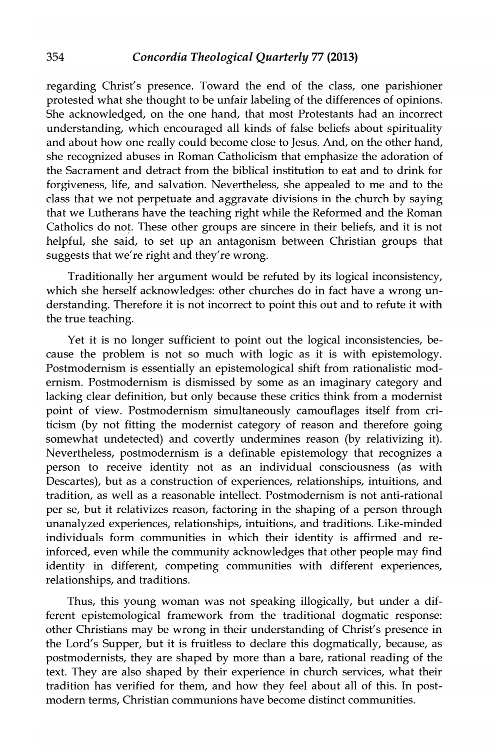regarding Christ's presence. Toward the end of the class, one parishioner protested what she thought to be unfair labeling of the differences of opinions. She acknowledged, on the one hand, that most Protestants had an incorrect understanding, which encouraged all kinds of false beliefs about spirituality and about how one really could become close to Jesus. And, on the other hand, she recognized abuses in Roman Catholicism that emphasize the adoration of the Sacrament and detract from the biblical institution to eat and to drink for forgiveness, life, and salvation. Nevertheless, she appealed to me and to the class that we not perpetuate and aggravate divisions in the church by saying that we Lutherans have the teaching right while the Reformed and the Roman Catholics do not. These other groups are sincere in their beliefs, and it is not helpful, she said, to set up an antagonism between Christian groups that suggests that we're right and they're wrong.

Traditionally her argument would be refuted by its logical inconsistency, which she herself acknowledges: other churches do in fact have a wrong understanding. Therefore it is not incorrect to point this out and to refute it with the true teaching.

Yet it is no longer sufficient to point out the logical inconsistencies, because the problem is not so much with logic as it is with epistemology. Postmodernism is essentially an epistemological shift from rationalistic modernism. Postmodernism is dismissed by some as an imaginary category and lacking clear definition, but only because these critics think from a modernist point of view. Postmodernism simultaneously camouflages itself from criticism (by not fitting the modernist category of reason and therefore going somewhat undetected) and covertly undermines reason (by relativizing it). Nevertheless, postmodernism is a definable epistemology that recognizes a person to receive identity not as an individual consciousness (as with Descartes), but as a construction of experiences, relationships, intuitions, and tradition, as well as a reasonable intellect. Postmodernism is not anti-rational per se, but it relativizes reason, factoring in the shaping of a person through unanalyzed experiences, relationships, intuitions, and traditions. Like-minded individuals form communities in which their identity is affirmed and reinforced, even while the community acknowledges that other people may find identity in different, competing communities with different experiences, relationships, and traditions.

Thus, this young woman was not speaking illogically, but under a different epistemological framework from the traditional dogmatic response: other Christians may be wrong in their understanding of Christ's presence in the Lord's Supper, but it is fruitless to declare this dogmatically, because, as postmodernists, they are shaped by more than a bare, rational reading of the text. They are also shaped by their experience in church services, what their tradition has verified for them, and how they feel about all of this. In postmodern terms, Christian communions have become distinct communities.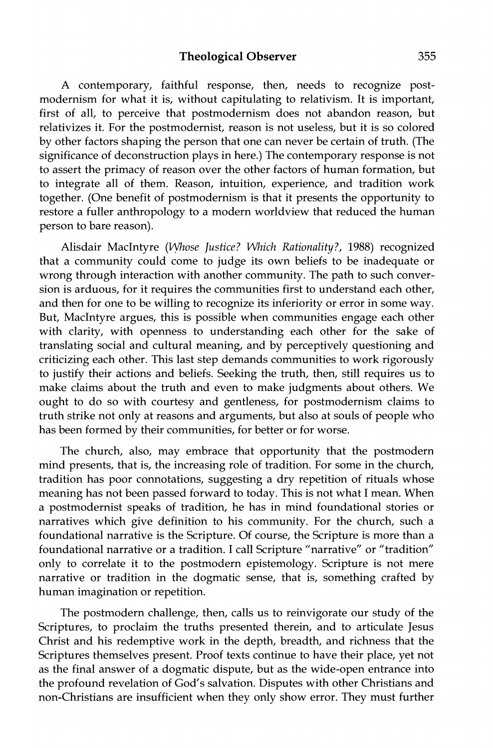A contemporary, faithful response, then, needs to recognize postmodernism for what it is, without capitulating to relativism. It is important, first of all, to perceive that postmodernism does not abandon reason, but relativizes it. For the postmodernist, reason is not useless, but it is so colored by other factors shaping the person that one can never be certain of truth. (The significance of deconstruction plays in here.) The contemporary response is not to assert the primacy of reason over the other factors of human formation, but to integrate all of them. Reason, intuition, experience, and tradition work together. (One benefit of postmodernism is that it presents the opportunity to restore a fuller anthropology to a modern worldview that reduced the human person to bare reason).

Alisdair MacIntyre (*Whose Justice? Which Rationality?*, 1988) recognized that a community could come to judge its own beliefs to be inadequate or wrong through interaction with another community. The path to such conversion is arduous, for it requires the communities first to understand each other, and then for one to be willing to recognize its inferiority or error in some way. But, MacIntyre argues, this is possible when communities engage each other with clarity, with openness to understanding each other for the sake of translating social and cultural meaning, and by perceptively questioning and criticizing each other. This last step demands communities to work rigorously to justify their actions and beliefs. Seeking the truth, then, still requires us to make claims about the truth and even to make judgments about others. We ought to do so with courtesy and gentleness, for postmodernism claims to truth strike not only at reasons and arguments, but also at souls of people who has been formed by their communities, for better or for worse.

The church, also, may embrace that opportunity that the postmodern mind presents, that is, the increasing role of tradition. For some in the church, tradition has poor connotations, suggesting a dry repetition of rituals whose meaning has not been passed forward to today. This is not what I mean. When a postmodernist speaks of tradition, he has in mind foundational stories or narratives which give definition to his community. For the church, such a foundational narrative is the Scripture. Of course, the Scripture is more than a foundational narrative or a tradition. I call Scripture "narrative" or "tradition" only to correlate it to the postmodern epistemology. Scripture is not mere narrative or tradition in the dogmatic sense, that is, something crafted by human imagination or repetition.

The postmodern challenge, then, calls us to reinvigorate our study of the Scriptures, to proclaim the truths presented therein, and to articulate Jesus Christ and his redemptive work in the depth, breadth, and richness that the Scriptures themselves present. Proof texts continue to have their place, yet not as the final answer of a dogmatic dispute, but as the wide-open entrance into the profound revelation of God's salvation. Disputes with other Christians and non-Christians are insufficient when they only show error. They must further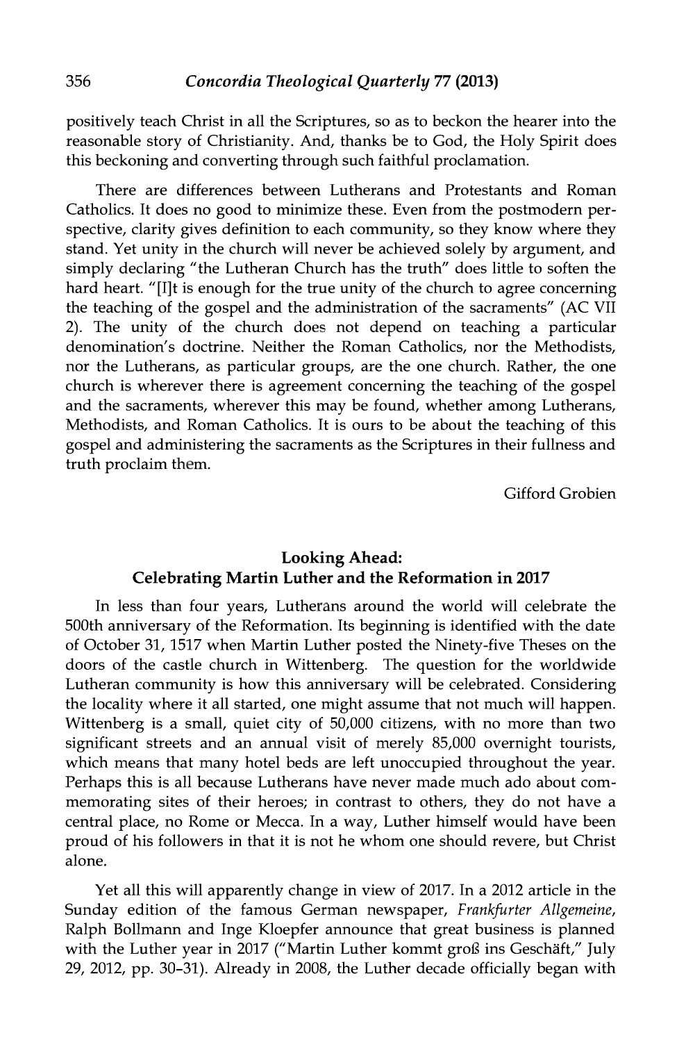positively teach Christ in all the Scriptures, so as to beckon the hearer into the reasonable story of Christianity. And, thanks be to God, the Holy Spirit does this beckoning and converting through such faithful proclamation.

There are differences between Lutherans and Protestants and Roman Catholics. It does no good to minimize these. Even from the postmodern perspective, clarity gives definition to each community, so they know where they stand. Yet unity in the church will never be achieved solely by argument, and simply declaring "the Lutheran Church has the truth" does little to soften the hard heart. "[I]t is enough for the true unity of the church to agree concerning the teaching of the gospel and the administration of the sacraments" (AC VII 2). The unity of the church does not depend on teaching a particular denomination's doctrine. Neither the Roman Catholics, nor the Methodists, nor the Lutherans, as particular groups, are the one church. Rather, the one church is wherever there is agreement concerning the teaching of the gospel and the sacraments, wherever this may be found, whether among Lutherans, Methodists, and Roman Catholics. It is ours to be about the teaching of this gospel and administering the sacraments as the Scriptures in their fullness and truth proclaim them.

Gifford Grobien

## Looking Ahead: Celebrating Martin Luther and the Reformation in 2017

In less than four years, Lutherans around the world will celebrate the 500th anniversary of the Reformation. Its beginning is identified with the date of October 31, 1517 when Martin Luther posted the Ninety-five Theses on the doors of the castle church in Wittenberg. The question for the worldwide Lutheran community is how this anniversary will be celebrated. Considering the locality where it all started, one might assume that not much will happen. Wittenberg is a small, quiet city of 50,000 citizens, with no more than two significant streets and an annual visit of merely 85,000 overnight tourists, which means that many hotel beds are left unoccupied throughout the year. Perhaps this is all because Lutherans have never made much ado about commemorating sites of their heroes; in contrast to others, they do not have a central place, no Rome or Mecca. In a way, Luther himself would have been proud of his followers in that it is not he whom one should revere, but Christ alone.

Yet all this will apparently change in view of 2017. In a 2012 article in the Sunday edition of the famous German newspaper, *Frankfurter Allgemeine*, Ralph Bollmann and Inge Kloepfer announce that great business is planned with the Luther year in 2017 ("Martin Luther kommt groß ins Geschäft," July 29, 2012, pp. 30–31). Already in 2008, the Luther decade officially began with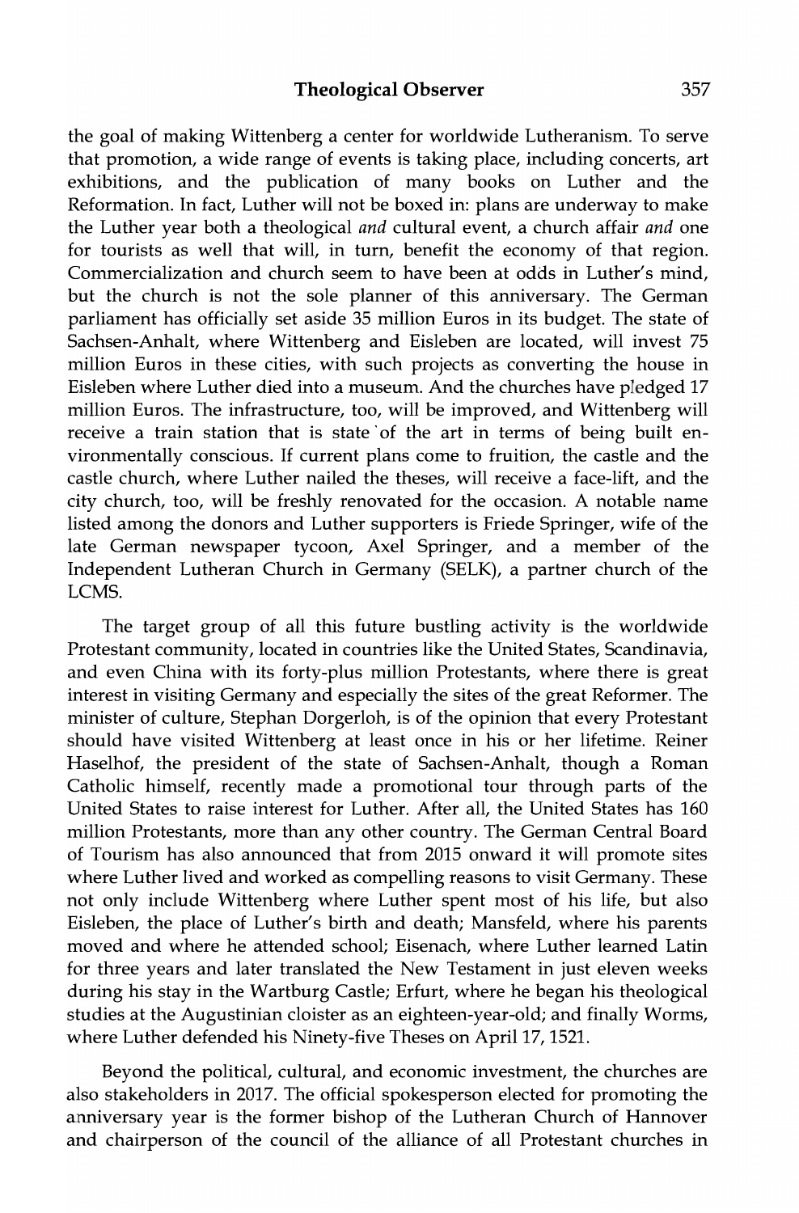the goal of making Wittenberg a center for worldwide Lutheranism. To serve that promotion, a wide range of events is taking place, including concerts, art exhibitions, and the publication of many books on Luther and the Reformation. In fact, Luther will not be boxed in: plans are underway to make the Luther year both a theological *and* cultural event, a church affair *and* one for tourists as well that will, in turn, benefit the economy of that region. Commercialization and church seem to have been at odds in Luther's mind, but the church is not the sole planner of this anniversary. The German parliament has officially set aside 35 million Euros in its budget. The state of Sachsen-Anhalt, where Wittenberg and Eisleben are located, will invest 75 million Euros in these cities, with such projects as converting the house in Eisleben where Luther died into a museum. And the churches have pledged 17 million Euros. The infrastructure, too, will be improved, and Wittenberg will receive a train station that is state of the art in terms of being built environmentally conscious. If current plans come to fruition, the castle and the castle church, where Luther nailed the theses, will receive a face-lift, and the city church, too, will be freshly renovated for the occasion. A notable name listed among the donors and Luther supporters is Friede Springer, wife of the late German newspaper tycoon, Axel Springer, and a member of the Independent Lutheran Church in Germany (SELK), a partner church of the LCMS.

The target group of all this future bustling activity is the worldwide Protestant community, located in countries like the United States, Scandinavia, and even China with its forty-plus million Protestants, where there is great interest in visiting Germany and especially the sites of the great Reformer. The minister of culture, Stephan Dorgerloh, is of the opinion that every Protestant should have visited Wittenberg at least once in his or her lifetime. Reiner Haselhof, the president of the state of Sachsen-Anhalt, though a Roman Catholic himself, recently made a promotional tour through parts of the United States to raise interest for Luther. After all, the United States has 160 million Protestants, more than any other country. The German Central Board of Tourism has also announced that from 2015 onward it will promote sites where Luther lived and worked as compelling reasons to visit Germany. These not only include Wittenberg where Luther spent most of his life, but also Eisleben, the place of Luther's birth and death; Mansfeld, where his parents moved and where he attended school; Eisenach, where Luther learned Latin for three years and later translated the New Testament in just eleven weeks during his stay in the Wartburg Castle; Erfurt, where he began his theological studies at the Augustinian cloister as an eighteen-year-old; and finally Worms, where Luther defended his Ninety-five Theses on April 17, 1521.

Beyond the political, cultural, and economic investment, the churches are also stakeholders in 2017. The official spokesperson elected for promoting the anniversary year is the former bishop of the Lutheran Church of Hannover and chairperson of the council of the alliance of all Protestant churches in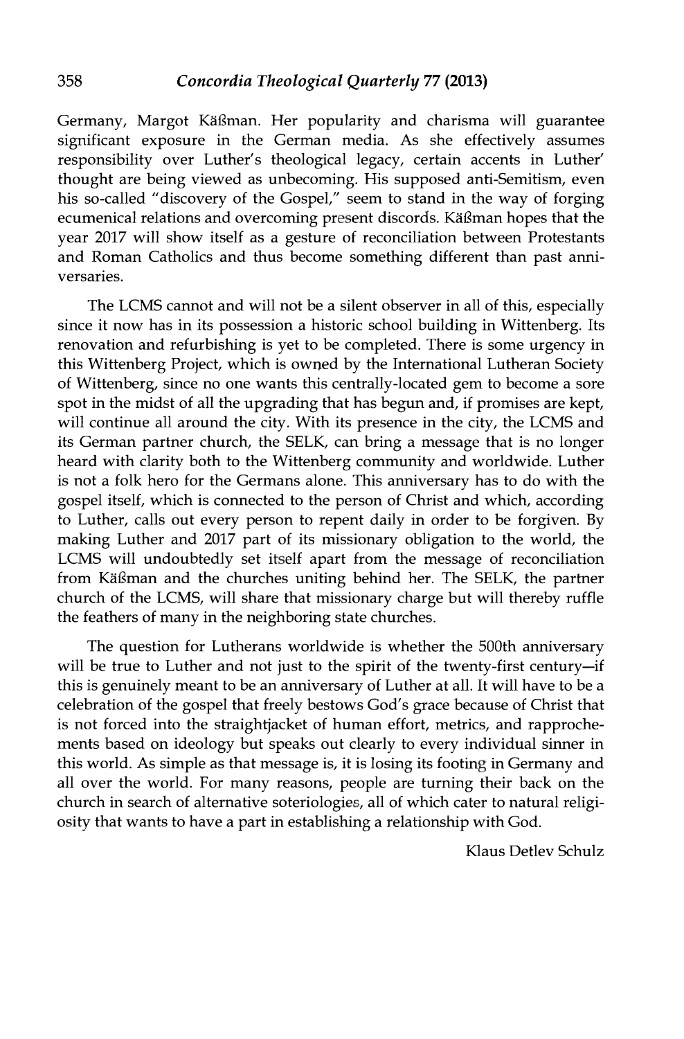Germany, Margot Käßman. Her popularity and charisma will guarantee significant exposure in the German media. As she effectively assumes responsibility over Luther's theological legacy, certain accents in Luther' thought are being viewed as unbecoming. His supposed anti-Semitism, even his so-called "discovery of the Gospel," seem to stand in the way of forging ecumenical relations and overcoming present discords. Käßman hopes that the year 2017 will show itself as a gesture of reconciliation between Protestants and Roman Catholics and thus become something different than past anniversaries.

The LCMS cannot and will not be a silent observer in all of this, especially since it now has in its possession a historic school building in Wittenberg. Its renovation and refurbishing is yet to be completed. There is some urgency in this Wittenberg Project, which is owned by the International Lutheran Society of Wittenberg, since no one wants this centrally-located gem to become a sore spot in the midst of all the upgrading that has begun and, if promises are kept, will continue all around the city. With its presence in the city, the LCMS and its German partner church, the SELK, can bring a message that is no longer heard with clarity both to the Wittenberg community and worldwide. Luther is not a folk hero for the Germans alone. This anniversary has to do with the gospel itself, which is connected to the person of Christ and which, according to Luther, calls out every person to repent daily in order to be forgiven. By making Luther and 2017 part of its missionary obligation to the world, the LCMS will undoubtedly set itself apart from the message of reconciliation from Käßman and the churches uniting behind her. The SELK, the partner church of the LCMS, will share that missionary charge but will thereby ruffle the feathers of many in the neighboring state churches.

The question for Lutherans worldwide is whether the 500th anniversary will be true to Luther and not just to the spirit of the twenty-first century—if this is genuinely meant to be an anniversary of Luther at all. It will have to be a celebration of the gospel that freely bestows God's grace because of Christ that is not forced into the straightjacket of human effort, metrics, and rapprochements based on ideology but speaks out clearly to every individual sinner in this world. As simple as that message is, it is losing its footing in Germany and all over the world. For many reasons, people are turning their back on the church in search of alternative soteriologies, all of which cater to natural religiosity that wants to have a part in establishing a relationship with God.

Klaus Detlev Schulz